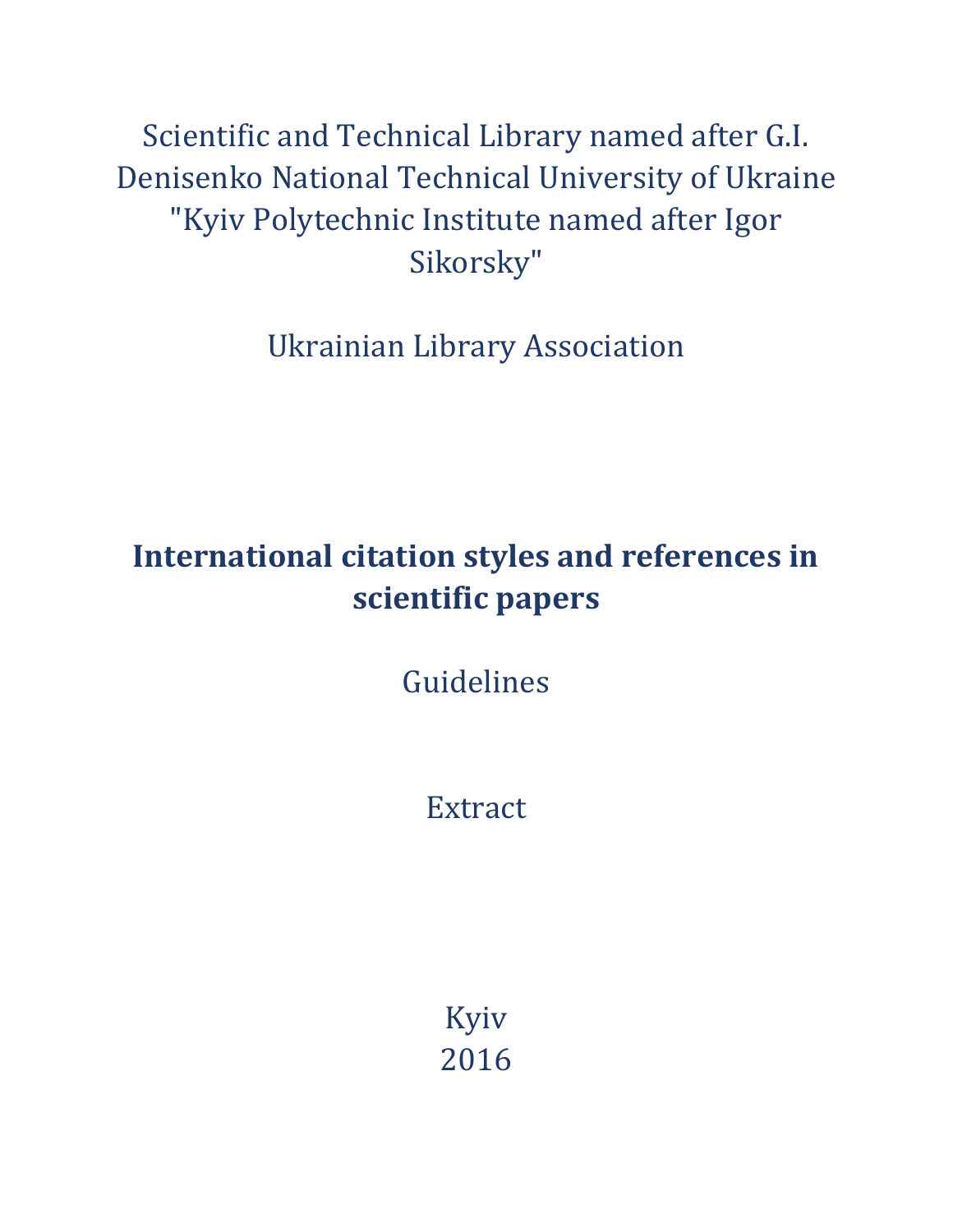Scientific and Technical Library named after G.I. Denisenko National Technical University of Ukraine "Kyiv Polytechnic Institute named after Igor Sikorsky"

Ukrainian Library Association

# International citation styles and references in scientific papers

Guidelines

Extract

Kyiv
2016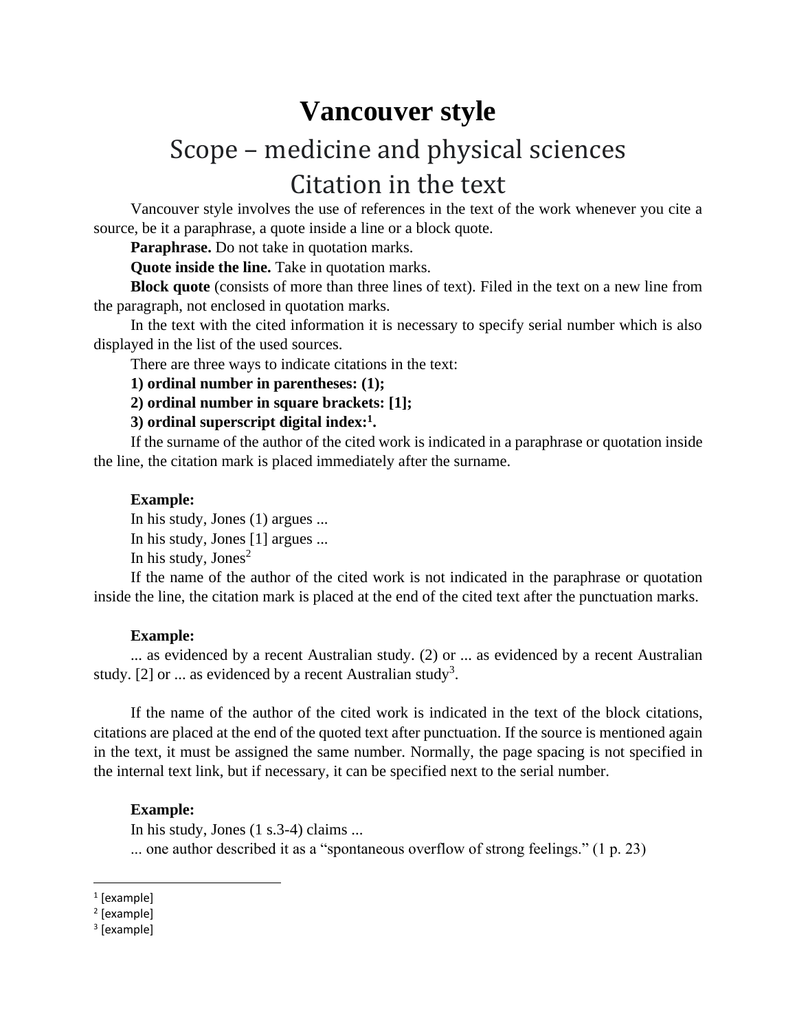# Vancouver style

## Scope – medicine and physical sciences

## Citation in the text

Vancouver style involves the use of references in the text of the work whenever you cite a source, be it a paraphrase, a quote inside a line or a block quote.

**Paraphrase.** Do not take in quotation marks.

**Quote inside the line.** Take in quotation marks.

**Block quote** (consists of more than three lines of text). Filed in the text on a new line from the paragraph, not enclosed in quotation marks.

In the text with the cited information it is necessary to specify serial number which is also displayed in the list of the used sources.

There are three ways to indicate citations in the text:

**1) ordinal number in parentheses: (1);**

**2) ordinal number in square brackets: [1];**

**3) ordinal superscript digital index:[1].**

If the surname of the author of the cited work is indicated in a paraphrase or quotation inside the line, the citation mark is placed immediately after the surname.

**Example:**

In his study, Jones (1) argues ...

In his study, Jones [1] argues ...

In his study, Jones[2]

If the name of the author of the cited work is not indicated in the paraphrase or quotation inside the line, the citation mark is placed at the end of the cited text after the punctuation marks.

**Example:**

... as evidenced by a recent Australian study. (2) or ... as evidenced by a recent Australian study. [2] or ... as evidenced by a recent Australian study[3].

If the name of the author of the cited work is indicated in the text of the block citations, citations are placed at the end of the quoted text after punctuation. If the source is mentioned again in the text, it must be assigned the same number. Normally, the page spacing is not specified in the internal text link, but if necessary, it can be specified next to the serial number.

**Example:**

In his study, Jones (1 s.3-4) claims ...

... one author described it as a "spontaneous overflow of strong feelings." (1 p. 23)

---

[1] [example]

[2] [example]

[3] [example]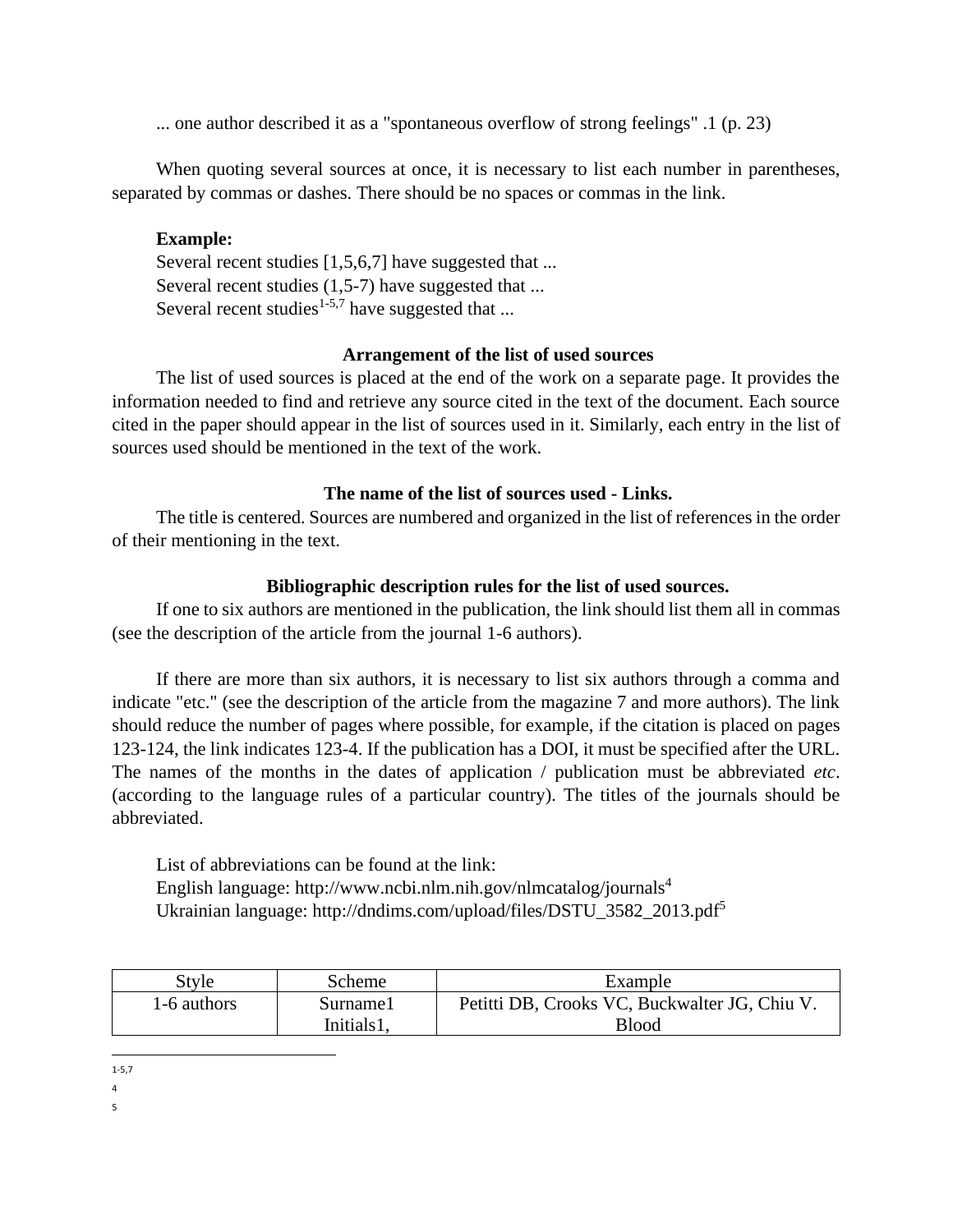... one author described it as a "spontaneous overflow of strong feelings" .1 (p. 23)

When quoting several sources at once, it is necessary to list each number in parentheses, separated by commas or dashes. There should be no spaces or commas in the link.

**Example:**
Several recent studies [1,5,6,7] have suggested that ...
Several recent studies (1,5-7) have suggested that ...
Several recent studies[1-5,7] have suggested that ...

**Arrangement of the list of used sources**

The list of used sources is placed at the end of the work on a separate page. It provides the information needed to find and retrieve any source cited in the text of the document. Each source cited in the paper should appear in the list of sources used in it. Similarly, each entry in the list of sources used should be mentioned in the text of the work.

**The name of the list of sources used - Links.**

The title is centered. Sources are numbered and organized in the list of references in the order of their mentioning in the text.

**Bibliographic description rules for the list of used sources.**

If one to six authors are mentioned in the publication, the link should list them all in commas (see the description of the article from the journal 1-6 authors).

If there are more than six authors, it is necessary to list six authors through a comma and indicate "etc." (see the description of the article from the magazine 7 and more authors). The link should reduce the number of pages where possible, for example, if the citation is placed on pages 123-124, the link indicates 123-4. If the publication has a DOI, it must be specified after the URL. The names of the months in the dates of application / publication must be abbreviated *etc*. (according to the language rules of a particular country). The titles of the journals should be abbreviated.

List of abbreviations can be found at the link:
English language: http://www.ncbi.nlm.nih.gov/nlmcatalog/journals[4]
Ukrainian language: http://dndims.com/upload/files/DSTU_3582_2013.pdf[5]

| Style | Scheme | Example |
|---|---|---|
| 1-6 authors | Surname1 Initials1, | Petitti DB, Crooks VC, Buckwalter JG, Chiu V. Blood |

[1-5,7]

[4]

[5]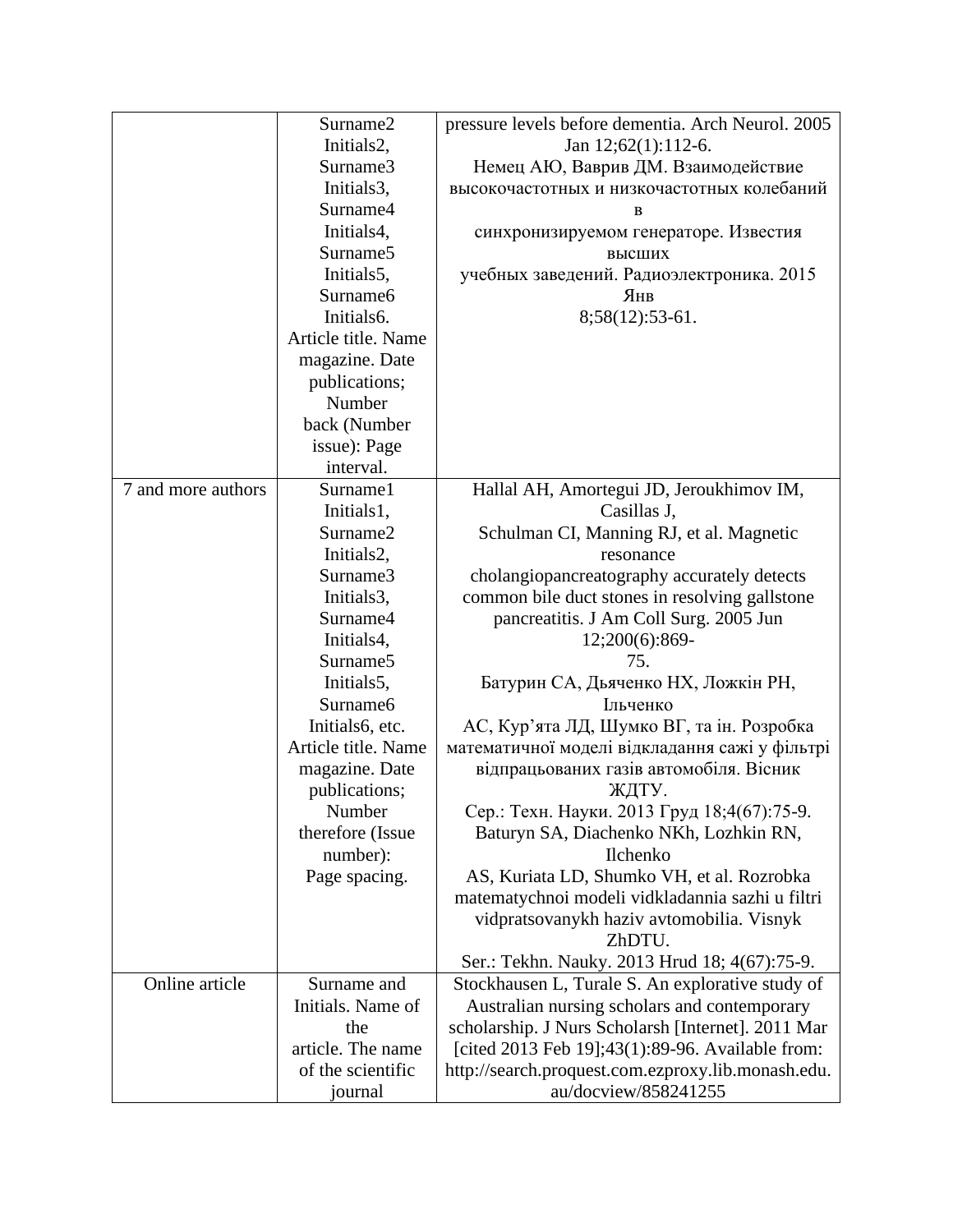| | | |
|---|---|---|
| | Surname2 Initials2, Surname3 Initials3, Surname4 Initials4, Surname5 Initials5, Surname6 Initials6. Article title. Name magazine. Date publications; Number back (Number issue): Page interval. | pressure levels before dementia. Arch Neurol. 2005 Jan 12;62(1):112-6. Немец АЮ, Ваврив ДМ. Взаимодействие высокочастотных и низкочастотных колебаний в синхронизируемом генераторе. Известия высших учебных заведений. Радиоэлектроника. 2015 Янв 8;58(12):53-61. |
| 7 and more authors | Surname1 Initials1, Surname2 Initials2, Surname3 Initials3, Surname4 Initials4, Surname5 Initials5, Surname6 Initials6, etc. Article title. Name magazine. Date publications; Number therefore (Issue number): Page spacing. | Hallal AH, Amortegui JD, Jeroukhimov IM, Casillas J, Schulman CI, Manning RJ, et al. Magnetic resonance cholangiopancreatography accurately detects common bile duct stones in resolving gallstone pancreatitis. J Am Coll Surg. 2005 Jun 12;200(6):869-75. Батурин СА, Дьяченко НХ, Ложкін РН, Ільченко АС, Кур'ята ЛД, Шумко ВГ, та ін. Розробка математичної моделі відкладання сажі у фільтрі відпрацьованих газів автомобіля. Вісник ЖДТУ. Сер.: Техн. Науки. 2013 Груд 18;4(67):75-9. Baturyn SA, Diachenko NKh, Lozhkin RN, Ilchenko AS, Kuriata LD, Shumko VH, et al. Rozrobka matematychnoi modeli vidkladannia sazhi u filtri vidpratsovanykh haziv avtomobilia. Visnyk ZhDTU. Ser.: Tekhn. Nauky. 2013 Hrud 18; 4(67):75-9. |
| Online article | Surname and Initials. Name of the article. The name of the scientific journal | Stockhausen L, Turale S. An explorative study of Australian nursing scholars and contemporary scholarship. J Nurs Scholarsh [Internet]. 2011 Mar [cited 2013 Feb 19];43(1):89-96. Available from: http://search.proquest.com.ezproxy.lib.monash.edu.au/docview/858241255 |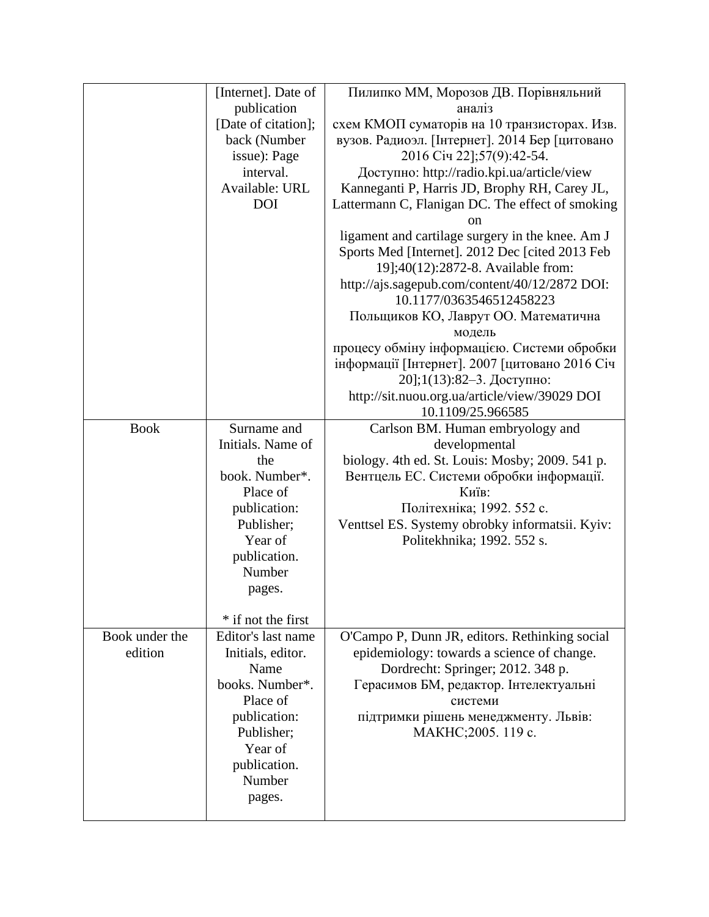|  |  |  |
|---|---|---|
|  | [Internet]. Date of publication [Date of citation]; back (Number issue): Page interval. Available: URL DOI | Пилипко ММ, Морозов ДВ. Порівняльний аналіз схем КМОП суматорів на 10 транзисторах. Изв. вузов. Радиоэл. [Інтернет]. 2014 Бер [цитовано 2016 Січ 22];57(9):42-54. Доступно: http://radio.kpi.ua/article/view<br>Kanneganti P, Harris JD, Brophy RH, Carey JL, Lattermann C, Flanigan DC. The effect of smoking on ligament and cartilage surgery in the knee. Am J Sports Med [Internet]. 2012 Dec [cited 2013 Feb 19];40(12):2872-8. Available from: http://ajs.sagepub.com/content/40/12/2872 DOI: 10.1177/0363546512458223<br>Польщиков КО, Лаврут ОО. Математична модель процесу обміну інформацією. Системи обробки інформації [Інтернет]. 2007 [цитовано 2016 Січ 20];1(13):82–3. Доступно: http://sit.nuou.org.ua/article/view/39029 DOI 10.1109/25.966585 |
| Book | Surname and Initials. Name of the book. Number*. Place of publication: Publisher; Year of publication. Number pages.<br><br>* if not the first | Carlson BM. Human embryology and developmental biology. 4th ed. St. Louis: Mosby; 2009. 541 p.<br>Вентцель ЕС. Системи обробки інформації. Київ: Політехніка; 1992. 552 с.<br>Venttsel ES. Systemy obrobky informatsii. Kyiv: Politekhnika; 1992. 552 s. |
| Book under the edition | Editor's last name Initials, editor. Name books. Number*. Place of publication: Publisher; Year of publication. Number pages. | O'Campo P, Dunn JR, editors. Rethinking social epidemiology: towards a science of change. Dordrecht: Springer; 2012. 348 p.<br>Герасимов БМ, редактор. Інтелектуальні системи підтримки рішень менеджменту. Львів: МАКНС;2005. 119 с. |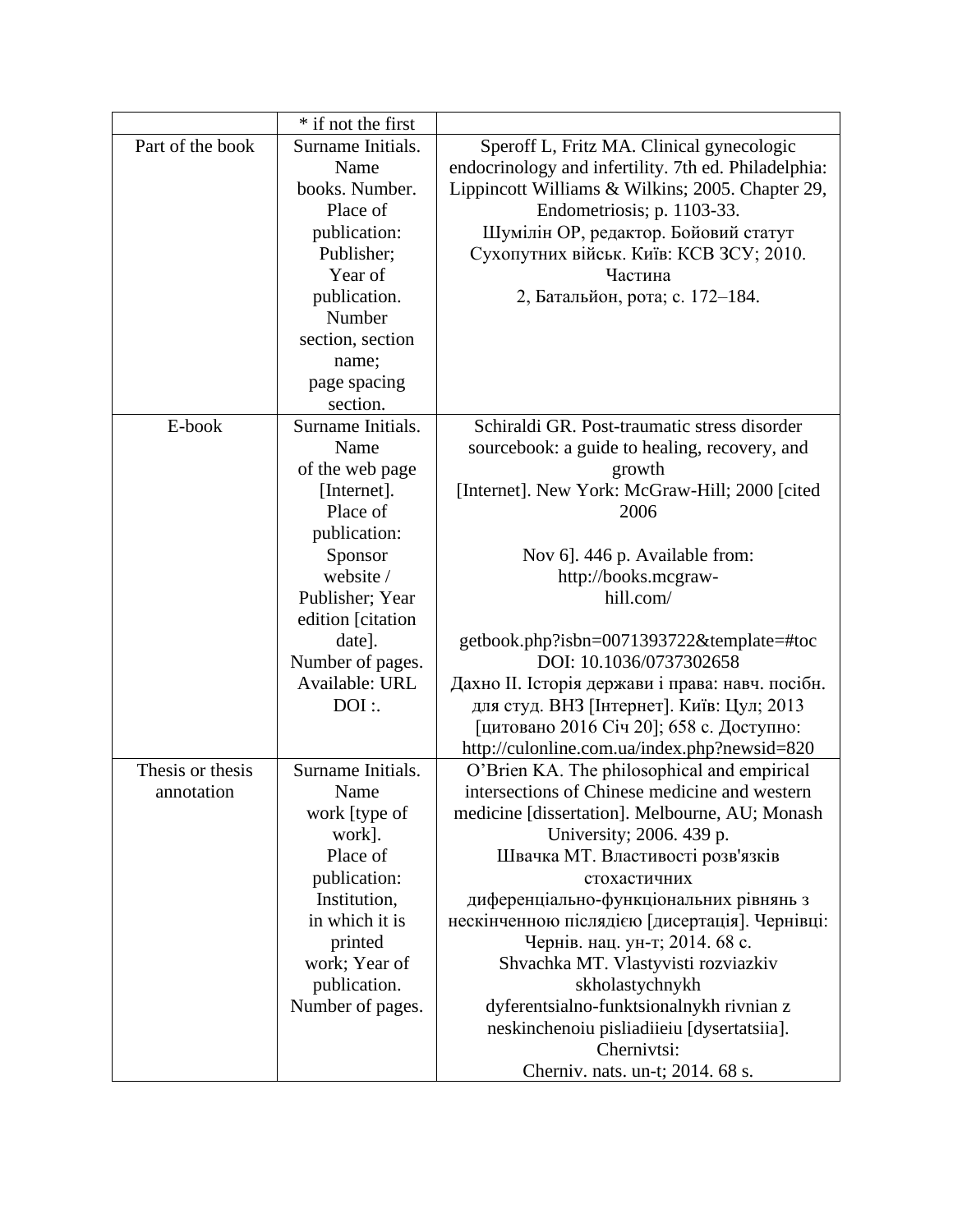|  | * if not the first |  |
|---|---|---|
| Part of the book | Surname Initials. Name books. Number. Place of publication: Publisher; Year of publication. Number section, section name; page spacing section. | Speroff L, Fritz MA. Clinical gynecologic endocrinology and infertility. 7th ed. Philadelphia: Lippincott Williams & Wilkins; 2005. Chapter 29, Endometriosis; p. 1103-33. Шумілін ОР, редактор. Бойовий статут Сухопутних військ. Київ: КСВ ЗСУ; 2010. Частина 2, Батальйон, рота; с. 172–184. |
| E-book | Surname Initials. Name of the web page [Internet]. Place of publication: Sponsor website / Publisher; Year edition [citation date]. Number of pages. Available: URL DOI :. | Schiraldi GR. Post-traumatic stress disorder sourcebook: a guide to healing, recovery, and growth [Internet]. New York: McGraw-Hill; 2000 [cited 2006 Nov 6]. 446 p. Available from: http://books.mcgraw-hill.com/ getbook.php?isbn=0071393722&template=#toc DOI: 10.1036/0737302658 Дахно II. Історія держави і права: навч. посібн. для студ. ВНЗ [Інтернет]. Київ: Цул; 2013 [цитовано 2016 Січ 20]; 658 с. Доступно: http://culonline.com.ua/index.php?newsid=820 |
| Thesis or thesis annotation | Surname Initials. Name work [type of work]. Place of publication: Institution, in which it is printed work; Year of publication. Number of pages. | O'Brien KA. The philosophical and empirical intersections of Chinese medicine and western medicine [dissertation]. Melbourne, AU; Monash University; 2006. 439 p. Швачка МТ. Властивості розв'язків стохастичних диференціально-функціональних рівнянь з нескінченною післядією [дисертація]. Чернівці: Чернів. нац. ун-т; 2014. 68 с. Shvachka MT. Vlastyvisti rozviazkiv skholastychnykh dyferentsialno-funktsionalnykh rivnian z neskinchenoiu pisliadiieiu [dysertatsiia]. Chernivtsi: Cherniv. nats. un-t; 2014. 68 s. |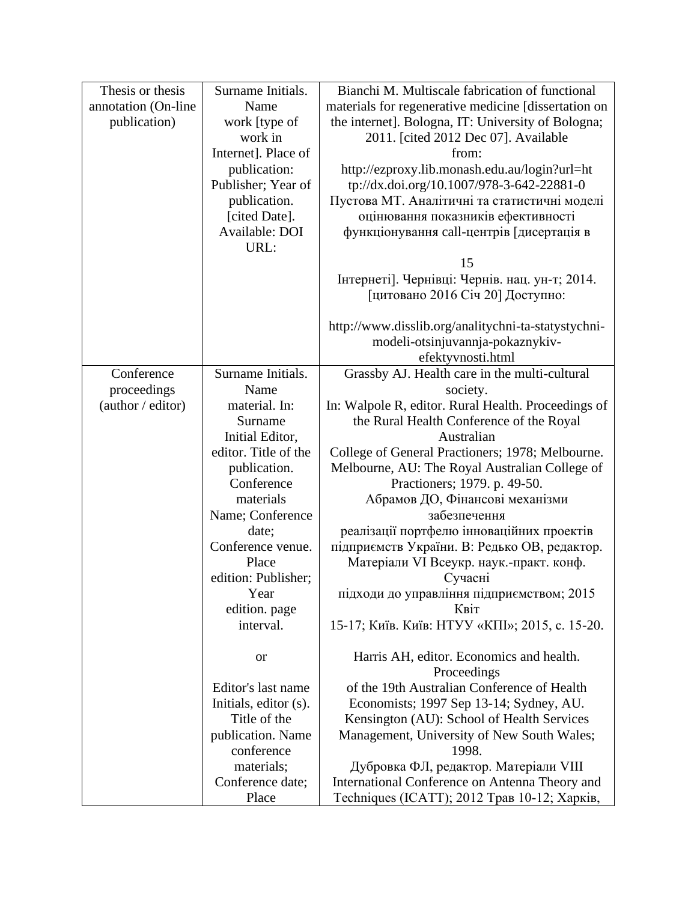| Thesis or thesis annotation (On-line publication) | Surname Initials. Name work [type of work in Internet]. Place of publication: Publisher; Year of publication. [cited Date]. Available: DOI URL: | Bianchi M. Multiscale fabrication of functional materials for regenerative medicine [dissertation on the internet]. Bologna, IT: University of Bologna; 2011. [cited 2012 Dec 07]. Available from: http://ezproxy.lib.monash.edu.au/login?url=http://dx.doi.org/10.1007/978-3-642-22881-0 <br> Пустова МТ. Аналітичні та статистичні моделі оцінювання показників ефективності функціонування call-центрів [дисертація в Інтернеті]. Чернівці: Чернів. нац. ун-т; 2014. [цитовано 2016 Січ 20] Доступно: http://www.disslib.org/analitychni-ta-statystychni-modeli-otsinjuvannja-pokaznykiv-efektyvnosti.html |
|---|---|---|
| Conference proceedings (author / editor) | Surname Initials. Name material. In: Surname Initial Editor, editor. Title of the publication. Conference materials Name; Conference date; Conference venue. Place edition: Publisher; Year edition. page interval. <br><br> or <br><br> Editor's last name Initials, editor (s). Title of the publication. Name conference materials; Conference date; Place | Grassby AJ. Health care in the multi-cultural society. In: Walpole R, editor. Rural Health. Proceedings of the Rural Health Conference of the Royal Australian College of General Practioners; 1978; Melbourne. Melbourne, AU: The Royal Australian College of Practioners; 1979. p. 49-50. <br> Абрамов ДО, Фінансові механізми забезпечення реалізації портфелю інноваційних проектів підприємств України. В: Редько ОВ, редактор. Матеріали VI Всеукр. наук.-практ. конф. Сучасні підходи до управління підприємством; 2015 Квіт 15-17; Київ. Київ: НТУУ «КПІ»; 2015, с. 15-20. <br><br> Harris AH, editor. Economics and health. Proceedings of the 19th Australian Conference of Health Economists; 1997 Sep 13-14; Sydney, AU. Kensington (AU): School of Health Services Management, University of New South Wales; 1998. <br> Дубровка ФЛ, редактор. Матеріали VIII International Conference on Antenna Theory and Techniques (ICATT); 2012 Трав 10-12; Харків, |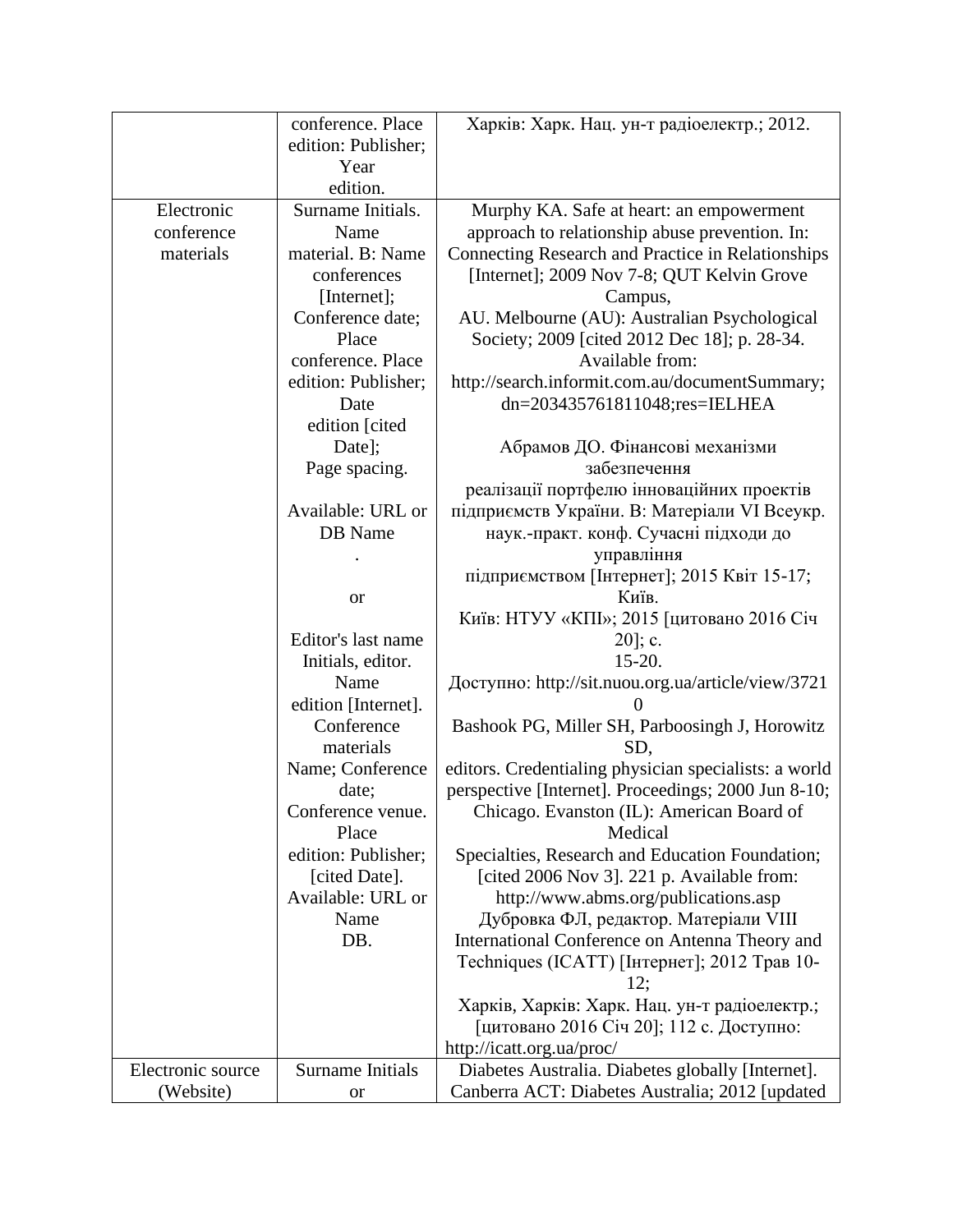| | | |
|---|---|---|
| | conference. Place edition: Publisher; Year edition. | Харків: Харк. Нац. ун-т радіоелектр.; 2012. |
| Electronic conference materials | Surname Initials. Name material. B: Name conferences [Internet]; Conference date; Place conference. Place edition: Publisher; Date edition [cited Date]; Page spacing.<br><br>Available: URL or DB Name<br>.<br><br>or<br><br>Editor's last name Initials, editor. Name edition [Internet]. Conference materials Name; Conference date; Conference venue. Place edition: Publisher; [cited Date]. Available: URL or Name DB. | Murphy KA. Safe at heart: an empowerment approach to relationship abuse prevention. In: Connecting Research and Practice in Relationships [Internet]; 2009 Nov 7-8; QUT Kelvin Grove Campus, AU. Melbourne (AU): Australian Psychological Society; 2009 [cited 2012 Dec 18]; p. 28-34. Available from: http://search.informit.com.au/documentSummary;dn=203435761811048;res=IELHEA<br><br>Абрамов ДО. Фінансові механізми забезпечення реалізації портфелю інноваційних проектів підприємств України. В: Матеріали VI Всеукр. наук.-практ. конф. Сучасні підходи до управління підприємством [Інтернет]; 2015 Квіт 15-17; Київ. Київ: НТУУ «КПІ»; 2015 [цитовано 2016 Січ 20]; с. 15-20. Доступно: http://sit.nuou.org.ua/article/view/37210<br>Bashook PG, Miller SH, Parboosingh J, Horowitz SD, editors. Credentialing physician specialists: a world perspective [Internet]. Proceedings; 2000 Jun 8-10; Chicago. Evanston (IL): American Board of Medical Specialties, Research and Education Foundation; [cited 2006 Nov 3]. 221 p. Available from: http://www.abms.org/publications.asp<br>Дубровка ФЛ, редактор. Матеріали VIII International Conference on Antenna Theory and Techniques (ICATT) [Інтернет]; 2012 Трав 10-12; Харків, Харків: Харк. Нац. ун-т радіоелектр.; [цитовано 2016 Січ 20]; 112 с. Доступно: http://icatt.org.ua/proc/ |
| Electronic source (Website) | Surname Initials or | Diabetes Australia. Diabetes globally [Internet]. Canberra ACT: Diabetes Australia; 2012 [updated |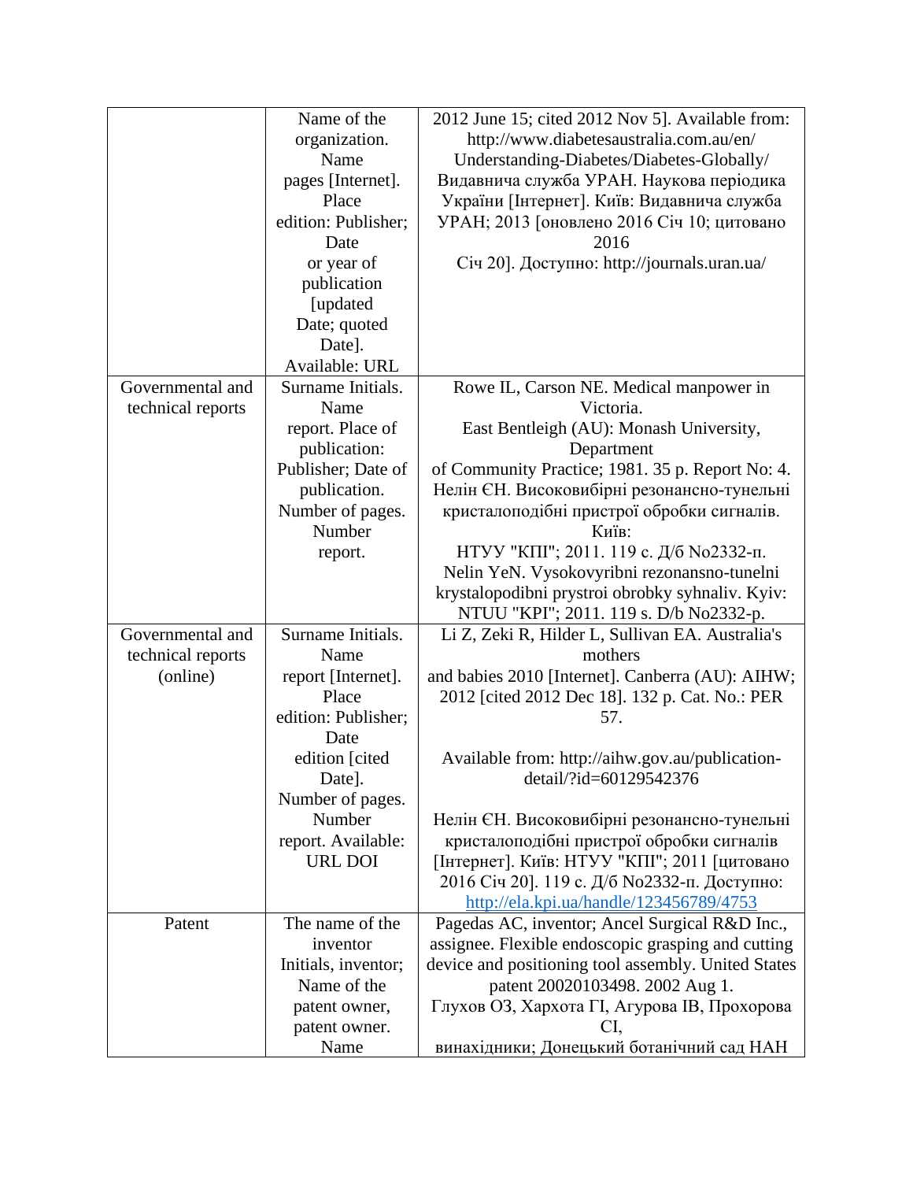| | | |
|---|---|---|
| | Name of the organization. Name pages [Internet]. Place edition: Publisher; Date or year of publication [updated Date; quoted Date]. Available: URL | 2012 June 15; cited 2012 Nov 5]. Available from: http://www.diabetesaustralia.com.au/en/ Understanding-Diabetes/Diabetes-Globally/ Видавнича служба УРАН. Наукова періодика України [Інтернет]. Київ: Видавнича служба УРАН; 2013 [оновлено 2016 Січ 10; цитовано 2016 Січ 20]. Доступно: http://journals.uran.ua/ |
| Governmental and technical reports | Surname Initials. Name report. Place of publication: Publisher; Date of publication. Number of pages. Number report. | Rowe IL, Carson NE. Medical manpower in Victoria. East Bentleigh (AU): Monash University, Department of Community Practice; 1981. 35 p. Report No: 4. Нелін ЄН. Високовибірні резонансно-тунельні кристалоподібні пристрої обробки сигналів. Київ: НТУУ "КПІ"; 2011. 119 с. Д/б No2332-п. Nelin YeN. Vysokovyribni rezonansno-tunelni krystalopodibni prystroi obrobky syhnaliv. Kyiv: NTUU "KPI"; 2011. 119 s. D/b No2332-p. |
| Governmental and technical reports (online) | Surname Initials. Name report [Internet]. Place edition: Publisher; Date edition [cited Date]. Number of pages. Number report. Available: URL DOI | Li Z, Zeki R, Hilder L, Sullivan EA. Australia's mothers and babies 2010 [Internet]. Canberra (AU): AIHW; 2012 [cited 2012 Dec 18]. 132 p. Cat. No.: PER 57. Available from: http://aihw.gov.au/publication-detail/?id=60129542376 Нелін ЄН. Високовибірні резонансно-тунельні кристалоподібні пристрої обробки сигналів [Інтернет]. Київ: НТУУ "КПІ"; 2011 [цитовано 2016 Січ 20]. 119 с. Д/б No2332-п. Доступно: http://ela.kpi.ua/handle/123456789/4753 |
| Patent | The name of the inventor Initials, inventor; Name of the patent owner, patent owner. Name | Pagedas AC, inventor; Ancel Surgical R&D Inc., assignee. Flexible endoscopic grasping and cutting device and positioning tool assembly. United States patent 20020103498. 2002 Aug 1. Глухов ОЗ, Хархота ГІ, Агурова ІВ, Прохорова СІ, винахідники; Донецький ботанічний сад НАН |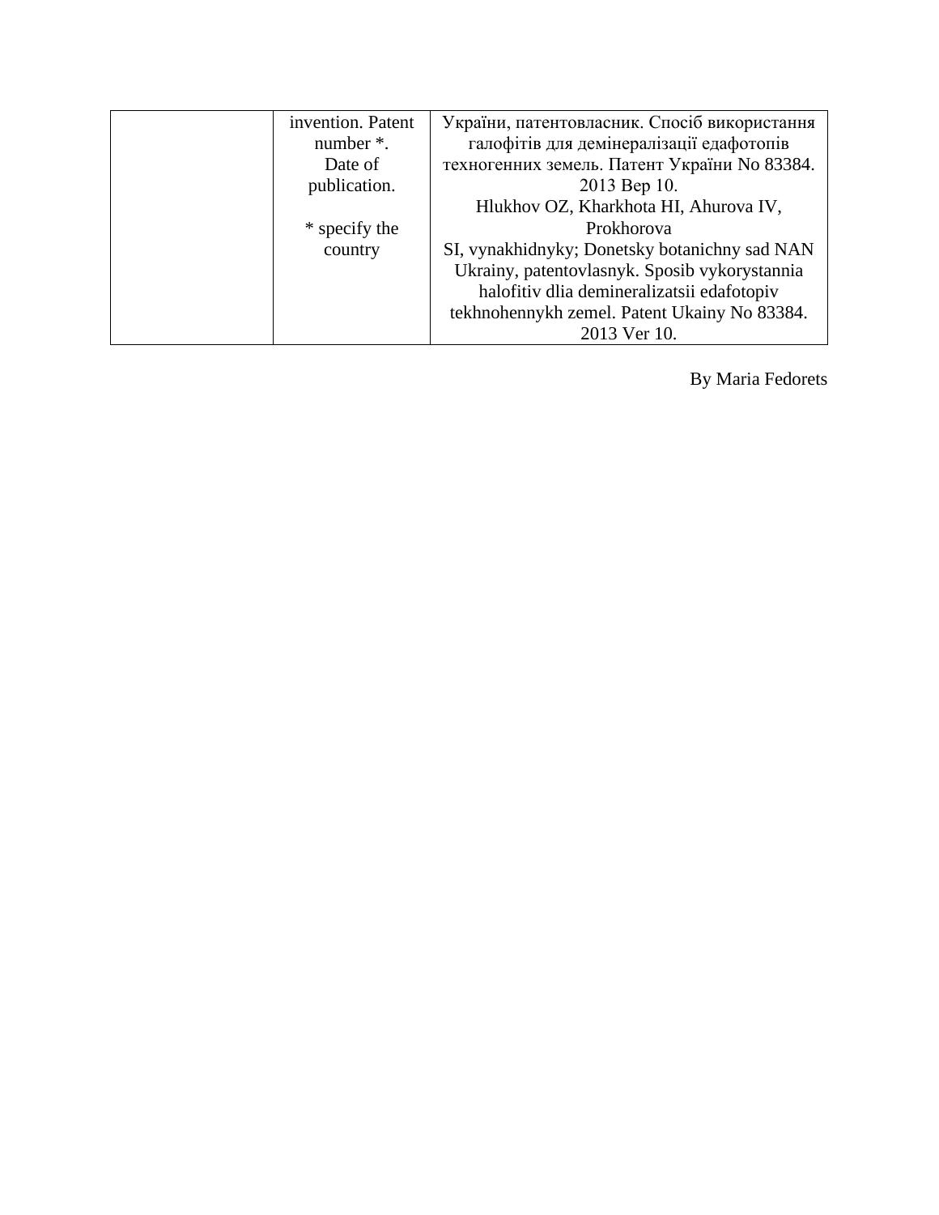|  | invention. Patent number *.<br>Date of publication.<br><br>* specify the country | України, патентовласник. Спосіб використання галофітів для демінералізації едафотопів техногенних земель. Патент України No 83384. 2013 Вер 10.<br>Hlukhov OZ, Kharkhota HI, Ahurova IV, Prokhorova<br>SI, vynakhidnyky; Donetsky botanichny sad NAN Ukrainy, patentovlasnyk. Sposib vykorystannia halofitiv dlia demineralizatsii edafotopiv tekhnohennykh zemel. Patent Ukainy No 83384. 2013 Ver 10. |
|---|---|---|

By Maria Fedorets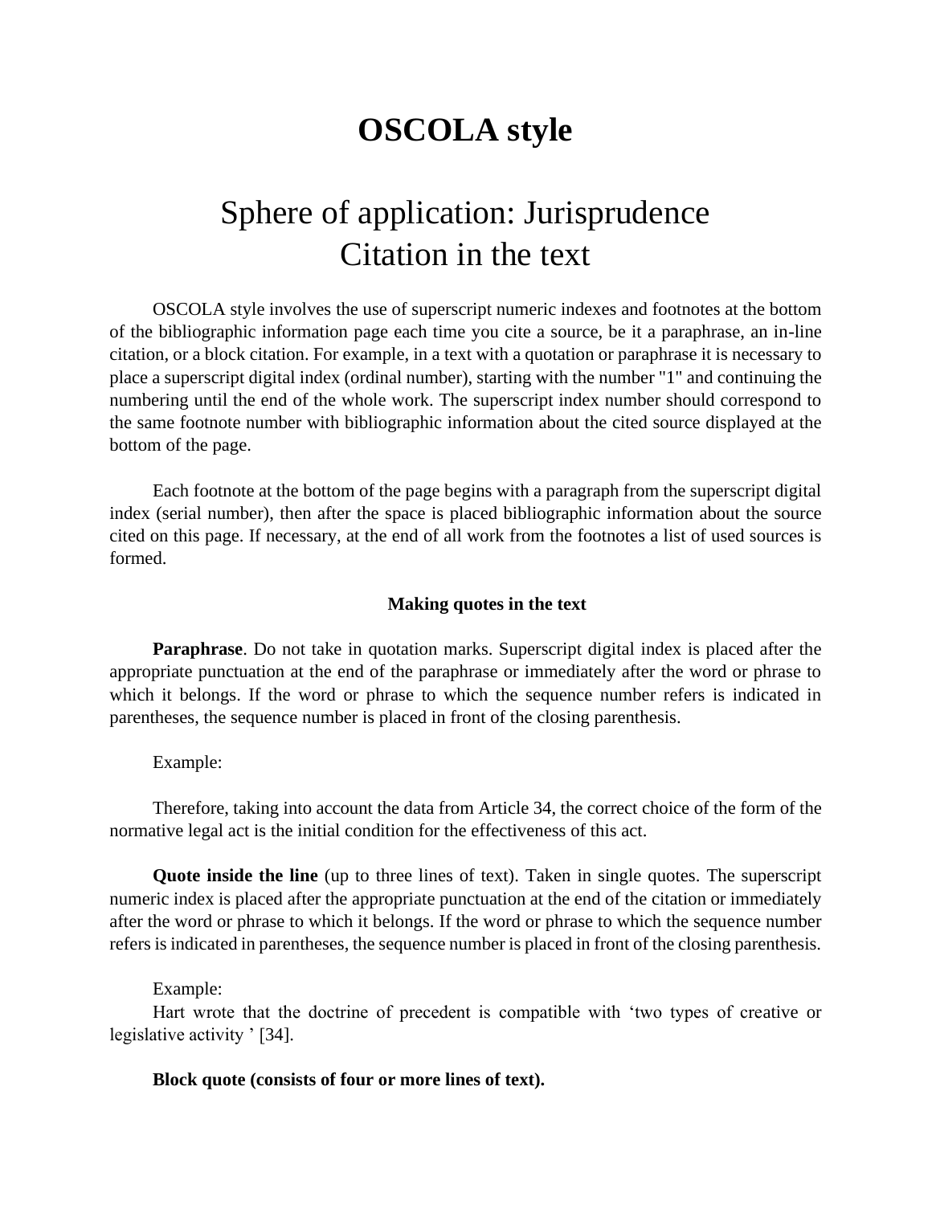# OSCOLA style

## Sphere of application: Jurisprudence
## Citation in the text

OSCOLA style involves the use of superscript numeric indexes and footnotes at the bottom of the bibliographic information page each time you cite a source, be it a paraphrase, an in-line citation, or a block citation. For example, in a text with a quotation or paraphrase it is necessary to place a superscript digital index (ordinal number), starting with the number "1" and continuing the numbering until the end of the whole work. The superscript index number should correspond to the same footnote number with bibliographic information about the cited source displayed at the bottom of the page.

Each footnote at the bottom of the page begins with a paragraph from the superscript digital index (serial number), then after the space is placed bibliographic information about the source cited on this page. If necessary, at the end of all work from the footnotes a list of used sources is formed.

**Making quotes in the text**

**Paraphrase**. Do not take in quotation marks. Superscript digital index is placed after the appropriate punctuation at the end of the paraphrase or immediately after the word or phrase to which it belongs. If the word or phrase to which the sequence number refers is indicated in parentheses, the sequence number is placed in front of the closing parenthesis.

Example:

Therefore, taking into account the data from Article 34, the correct choice of the form of the normative legal act is the initial condition for the effectiveness of this act.

**Quote inside the line** (up to three lines of text). Taken in single quotes. The superscript numeric index is placed after the appropriate punctuation at the end of the citation or immediately after the word or phrase to which it belongs. If the word or phrase to which the sequence number refers is indicated in parentheses, the sequence number is placed in front of the closing parenthesis.

Example:

Hart wrote that the doctrine of precedent is compatible with 'two types of creative or legislative activity ' [34].

**Block quote (consists of four or more lines of text).**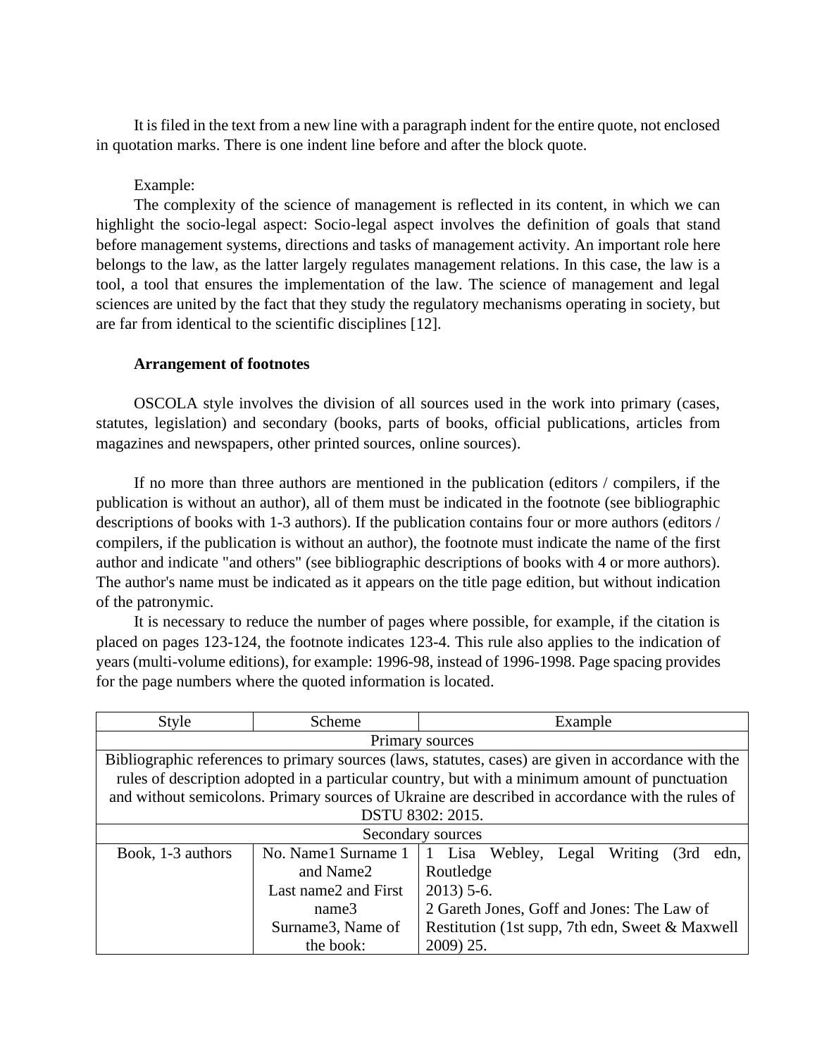It is filed in the text from a new line with a paragraph indent for the entire quote, not enclosed in quotation marks. There is one indent line before and after the block quote.

Example:

The complexity of the science of management is reflected in its content, in which we can highlight the socio-legal aspect: Socio-legal aspect involves the definition of goals that stand before management systems, directions and tasks of management activity. An important role here belongs to the law, as the latter largely regulates management relations. In this case, the law is a tool, a tool that ensures the implementation of the law. The science of management and legal sciences are united by the fact that they study the regulatory mechanisms operating in society, but are far from identical to the scientific disciplines [12].

**Arrangement of footnotes**

OSCOLA style involves the division of all sources used in the work into primary (cases, statutes, legislation) and secondary (books, parts of books, official publications, articles from magazines and newspapers, other printed sources, online sources).

If no more than three authors are mentioned in the publication (editors / compilers, if the publication is without an author), all of them must be indicated in the footnote (see bibliographic descriptions of books with 1-3 authors). If the publication contains four or more authors (editors / compilers, if the publication is without an author), the footnote must indicate the name of the first author and indicate "and others" (see bibliographic descriptions of books with 4 or more authors). The author's name must be indicated as it appears on the title page edition, but without indication of the patronymic.

It is necessary to reduce the number of pages where possible, for example, if the citation is placed on pages 123-124, the footnote indicates 123-4. This rule also applies to the indication of years (multi-volume editions), for example: 1996-98, instead of 1996-1998. Page spacing provides for the page numbers where the quoted information is located.

| Style | Scheme | Example |
|---|---|---|
| Primary sources | | |
| Bibliographic references to primary sources (laws, statutes, cases) are given in accordance with the rules of description adopted in a particular country, but with a minimum amount of punctuation and without semicolons. Primary sources of Ukraine are described in accordance with the rules of DSTU 8302: 2015. | | |
| Secondary sources | | |
| Book, 1-3 authors | No. Name1 Surname 1 and Name2 Last name2 and First name3 Surname3, Name of the book: | 1 Lisa Webley, Legal Writing (3rd edn, Routledge 2013) 5-6.<br>2 Gareth Jones, Goff and Jones: The Law of Restitution (1st supp, 7th edn, Sweet & Maxwell 2009) 25. |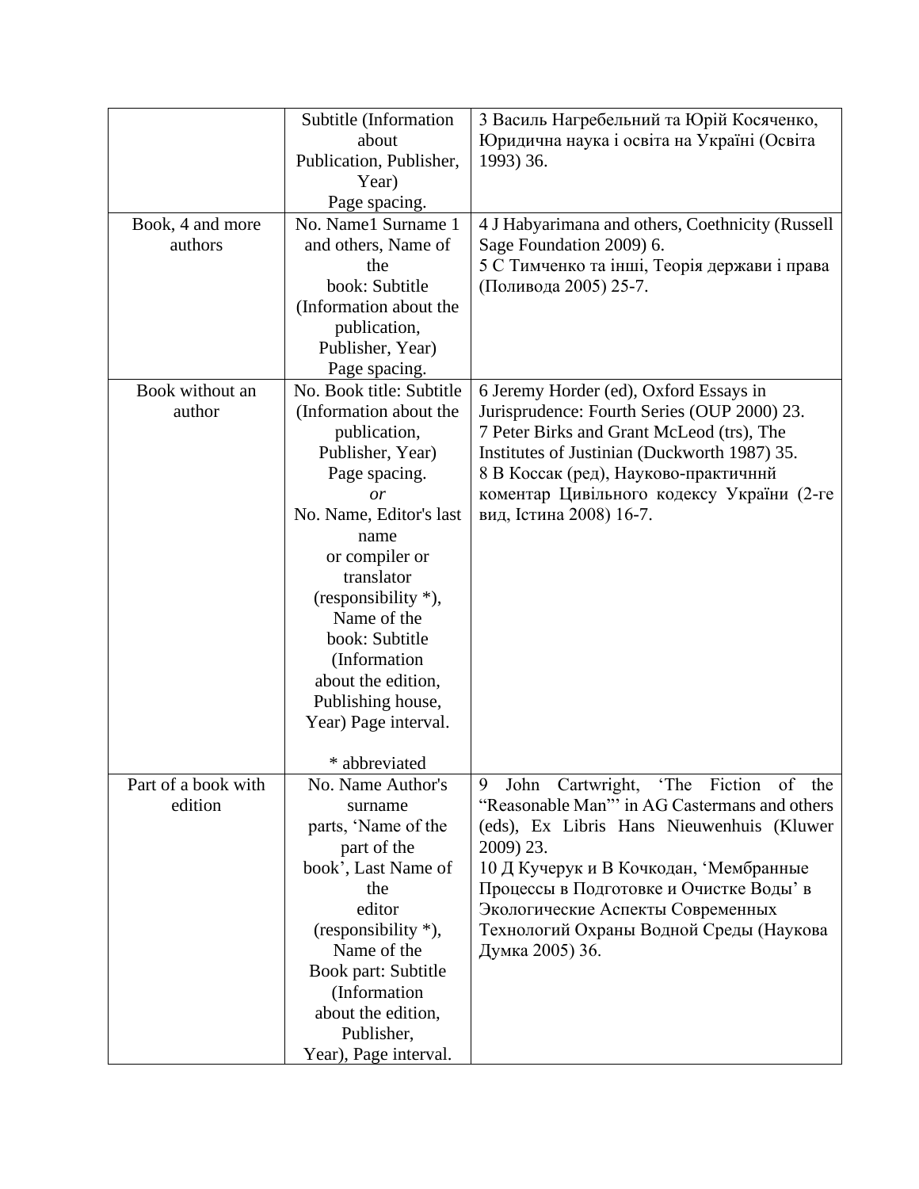| | | |
|---|---|---|
| | Subtitle (Information about Publication, Publisher, Year) Page spacing. | 3 Василь Нагребельний та Юрій Косяченко, Юридична наука і освіта на Україні (Освіта 1993) 36. |
| Book, 4 and more authors | No. Name1 Surname 1 and others, Name of the book: Subtitle (Information about the publication, Publisher, Year) Page spacing. | 4 J Habyarimana and others, Coethnicity (Russell Sage Foundation 2009) 6.<br>5 С Тимченко та інші, Теорія держави і права (Поливода 2005) 25-7. |
| Book without an author | No. Book title: Subtitle (Information about the publication, Publisher, Year) Page spacing.<br>*or*<br>No. Name, Editor's last name or compiler or translator (responsibility *), Name of the book: Subtitle (Information about the edition, Publishing house, Year) Page interval.<br><br>* abbreviated | 6 Jeremy Horder (ed), Oxford Essays in Jurisprudence: Fourth Series (OUP 2000) 23.<br>7 Peter Birks and Grant McLeod (trs), The Institutes of Justinian (Duckworth 1987) 35.<br>8 В Коссак (ред), Науково-практичннй коментар Цивільного кодексу України (2-ге вид, Істина 2008) 16-7. |
| Part of a book with edition | No. Name Author's surname parts, 'Name of the part of the book', Last Name of the editor (responsibility *), Name of the Book part: Subtitle (Information about the edition, Publisher, Year), Page interval. | 9 John Cartwright, 'The Fiction of the "Reasonable Man"' in AG Castermans and others (eds), Ex Libris Hans Nieuwenhuis (Kluwer 2009) 23.<br>10 Д Кучерук и В Кочкодан, 'Мембранные Процессы в Подготовке и Очистке Воды' в Экологические Аспекты Современных Технологий Охраны Водной Среды (Наукова Думка 2005) 36. |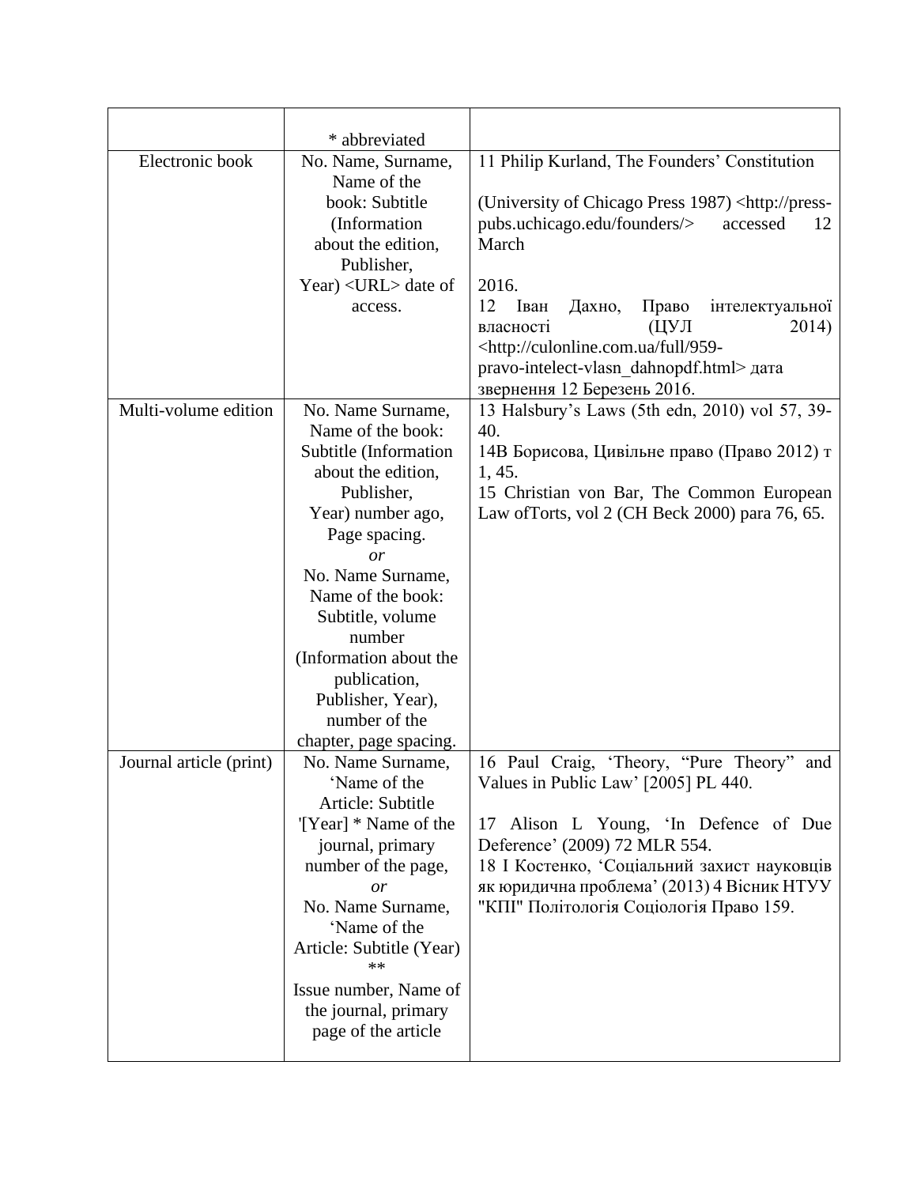|  |  |  |
|---|---|---|
|  | * abbreviated |  |
| Electronic book | No. Name, Surname, Name of the book: Subtitle (Information about the edition, Publisher, Year) <URL> date of access. | 11 Philip Kurland, The Founders' Constitution (University of Chicago Press 1987) <http://press-pubs.uchicago.edu/founders/> accessed 12 March 2016.<br>12 Іван Дахно, Право інтелектуальної власності (ЦУЛ 2014) <http://culonline.com.ua/full/959-pravo-intelect-vlasn_dahnopdf.html> дата звернення 12 Березень 2016. |
| Multi-volume edition | No. Name Surname, Name of the book: Subtitle (Information about the edition, Publisher, Year) number ago, Page spacing.<br>*or*<br>No. Name Surname, Name of the book: Subtitle, volume number (Information about the publication, Publisher, Year), number of the chapter, page spacing. | 13 Halsbury's Laws (5th edn, 2010) vol 57, 39-40.<br>14В Борисова, Цивільне право (Право 2012) т 1, 45.<br>15 Christian von Bar, The Common European Law ofTorts, vol 2 (CH Beck 2000) para 76, 65. |
| Journal article (print) | No. Name Surname, 'Name of the Article: Subtitle '[Year] * Name of the journal, primary number of the page,<br>*or*<br>No. Name Surname, 'Name of the Article: Subtitle (Year) **<br>Issue number, Name of the journal, primary page of the article | 16 Paul Craig, 'Theory, "Pure Theory" and Values in Public Law' [2005] PL 440.<br>17 Alison L Young, 'In Defence of Due Deference' (2009) 72 MLR 554.<br>18 І Костенко, 'Соціальний захист науковців як юридична проблема' (2013) 4 Вісник НТУУ "КПІ" Політологія Соціологія Право 159. |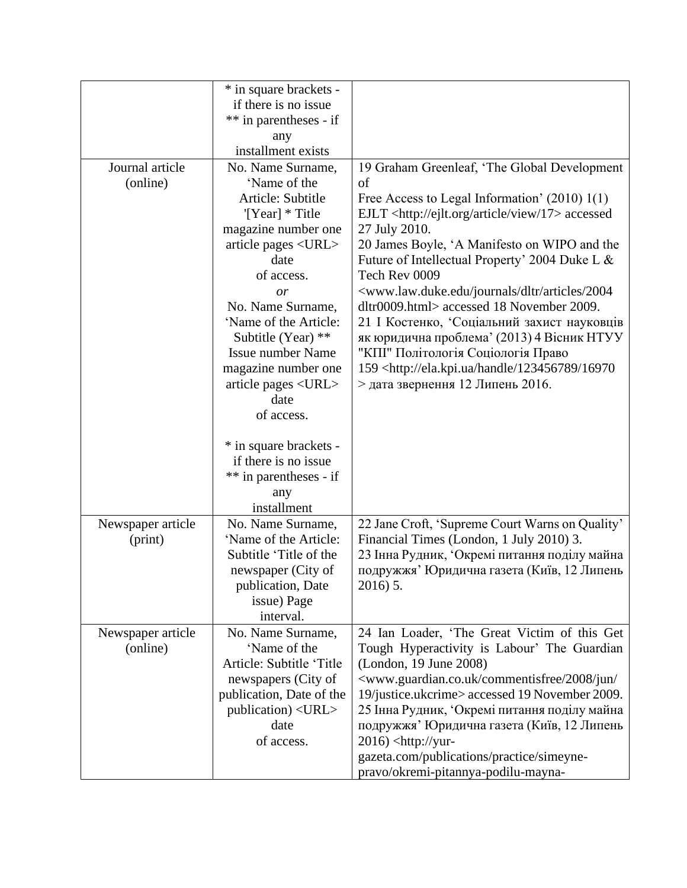|  |  |  |
|---|---|---|
|  | * in square brackets - if there is no issue ** in parentheses - if any installment exists |  |
| Journal article (online) | No. Name Surname, ‘Name of the Article: Subtitle '[Year] * Title magazine number one article pages <URL> date of access. *or* No. Name Surname, ‘Name of the Article: Subtitle (Year) ** Issue number Name magazine number one article pages <URL> date of access. <br><br> * in square brackets - if there is no issue ** in parentheses - if any installment | 19 Graham Greenleaf, ‘The Global Development of Free Access to Legal Information’ (2010) 1(1) EJLT <http://ejlt.org/article/view/17> accessed 27 July 2010. <br> 20 James Boyle, ‘A Manifesto on WIPO and the Future of Intellectual Property’ 2004 Duke L & Tech Rev 0009 <www.law.duke.edu/journals/dltr/articles/2004 dltr0009.html> accessed 18 November 2009. <br> 21 І Костенко, ‘Соціальний захист науковців як юридична проблема’ (2013) 4 Вісник НТУУ "КПІ" Політологія Соціологія Право 159 <http://ela.kpi.ua/handle/123456789/16970 > дата звернення 12 Липень 2016. |
| Newspaper article (print) | No. Name Surname, ‘Name of the Article: Subtitle ‘Title of the newspaper (City of publication, Date issue) Page interval. | 22 Jane Croft, ‘Supreme Court Warns on Quality’ Financial Times (London, 1 July 2010) 3. <br> 23 Інна Рудник, ‘Окремі питання поділу майна подружжя’ Юридична газета (Київ, 12 Липень 2016) 5. |
| Newspaper article (online) | No. Name Surname, ‘Name of the Article: Subtitle ‘Title newspapers (City of publication, Date of the publication) <URL> date of access. | 24 Ian Loader, ‘The Great Victim of this Get Tough Hyperactivity is Labour’ The Guardian (London, 19 June 2008) <www.guardian.co.uk/commentisfree/2008/jun/ 19/justice.ukcrime> accessed 19 November 2009. <br> 25 Інна Рудник, ‘Окремі питання поділу майна подружжя’ Юридична газета (Київ, 12 Липень 2016) <http://yur-gazeta.com/publications/practice/simeyne-pravo/okremi-pitannya-podilu-mayna- |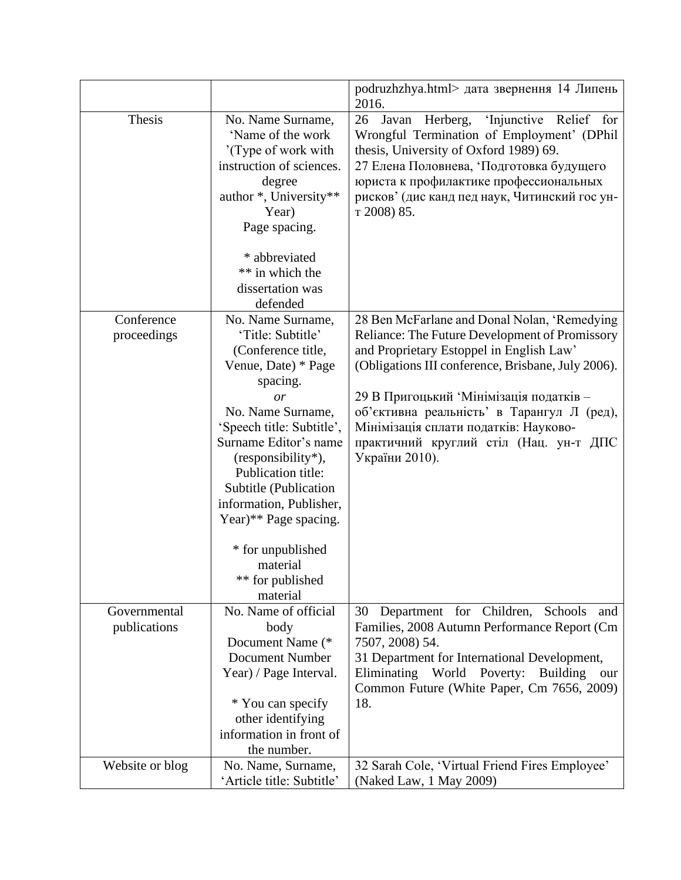|  |  | podruzhzhya.html> дата звернення 14 Липень 2016. |
|---|---|---|
| Thesis | No. Name Surname, 'Name of the work '(Type of work with instruction of sciences. degree author *, University** Year) Page spacing.<br><br>* abbreviated<br>** in which the dissertation was defended | 26 Javan Herberg, 'Injunctive Relief for Wrongful Termination of Employment' (DPhil thesis, University of Oxford 1989) 69.<br>27 Елена Половнева, 'Подготовка будущего юриста к профилактике профессиональных рисков' (дис канд пед наук, Читинский гос ун-т 2008) 85. |
| Conference proceedings | No. Name Surname, 'Title: Subtitle' (Conference title, Venue, Date) * Page spacing.<br>*or*<br>No. Name Surname, 'Speech title: Subtitle', Surname Editor's name (responsibility*), Publication title: Subtitle (Publication information, Publisher, Year)** Page spacing.<br><br>* for unpublished material<br>** for published material | 28 Ben McFarlane and Donal Nolan, 'Remedying Reliance: The Future Development of Promissory and Proprietary Estoppel in English Law' (Obligations III conference, Brisbane, July 2006).<br><br>29 В Пригоцький 'Мінімізація податків – об'єктивна реальність' в Тарангул Л (ред), Мінімізація сплати податків: Науково-практичний круглий стіл (Нац. ун-т ДПС України 2010). |
| Governmental publications | No. Name of official body Document Name (* Document Number Year) / Page Interval.<br><br>* You can specify other identifying information in front of the number. | 30 Department for Children, Schools and Families, 2008 Autumn Performance Report (Cm 7507, 2008) 54.<br>31 Department for International Development, Eliminating World Poverty: Building our Common Future (White Paper, Cm 7656, 2009) 18. |
| Website or blog | No. Name, Surname, 'Article title: Subtitle' | 32 Sarah Cole, 'Virtual Friend Fires Employee' (Naked Law, 1 May 2009) |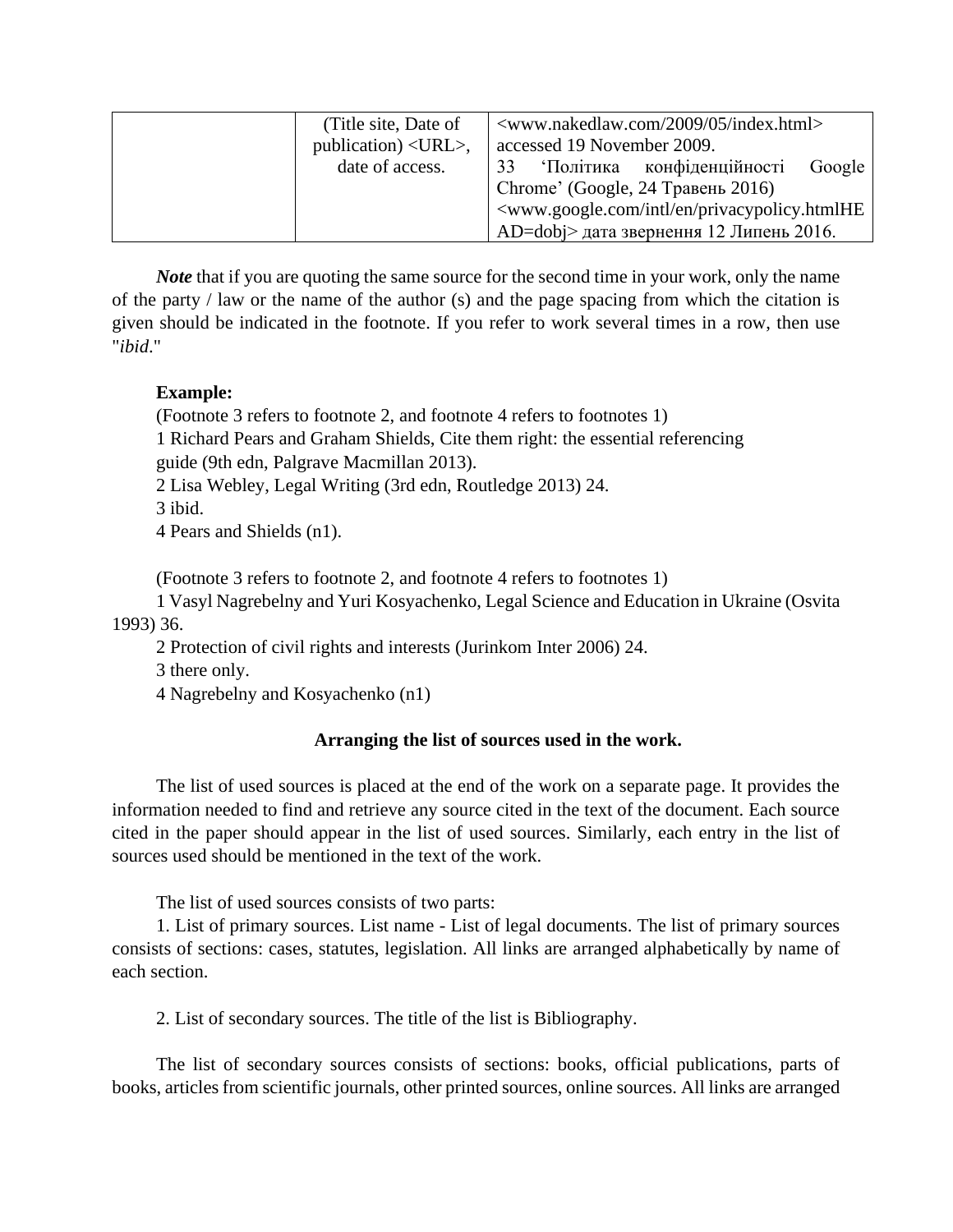|  | (Title site, Date of publication) <URL>, date of access. | <www.nakedlaw.com/2009/05/index.html> accessed 19 November 2009.<br>33 ‘Політика конфіденційності Google Chrome’ (Google, 24 Травень 2016) <www.google.com/intl/en/privacypolicy.htmlHEAD=dobj> дата звернення 12 Липень 2016. |
|---|---|---|

***Note*** that if you are quoting the same source for the second time in your work, only the name of the party / law or the name of the author (s) and the page spacing from which the citation is given should be indicated in the footnote. If you refer to work several times in a row, then use "*ibid*."

**Example:**

(Footnote 3 refers to footnote 2, and footnote 4 refers to footnotes 1)
1 Richard Pears and Graham Shields, Cite them right: the essential referencing guide (9th edn, Palgrave Macmillan 2013).
2 Lisa Webley, Legal Writing (3rd edn, Routledge 2013) 24.
3 ibid.
4 Pears and Shields (n1).

(Footnote 3 refers to footnote 2, and footnote 4 refers to footnotes 1)
1 Vasyl Nagrebelny and Yuri Kosyachenko, Legal Science and Education in Ukraine (Osvita 1993) 36.
2 Protection of civil rights and interests (Jurinkom Inter 2006) 24.
3 there only.
4 Nagrebelny and Kosyachenko (n1)

**Arranging the list of sources used in the work.**

The list of used sources is placed at the end of the work on a separate page. It provides the information needed to find and retrieve any source cited in the text of the document. Each source cited in the paper should appear in the list of used sources. Similarly, each entry in the list of sources used should be mentioned in the text of the work.

The list of used sources consists of two parts:

1. List of primary sources. List name - List of legal documents. The list of primary sources consists of sections: cases, statutes, legislation. All links are arranged alphabetically by name of each section.

2. List of secondary sources. The title of the list is Bibliography.

The list of secondary sources consists of sections: books, official publications, parts of books, articles from scientific journals, other printed sources, online sources. All links are arranged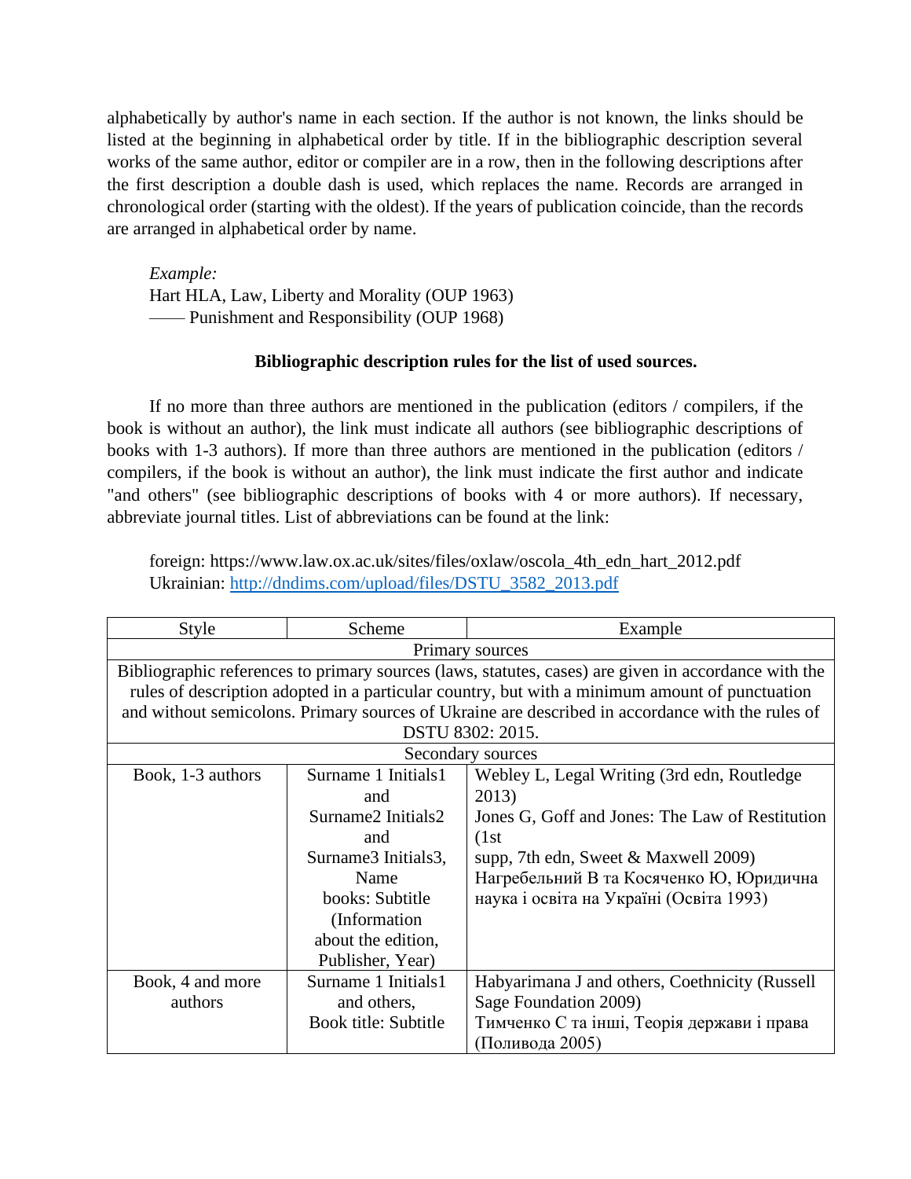alphabetically by author's name in each section. If the author is not known, the links should be listed at the beginning in alphabetical order by title. If in the bibliographic description several works of the same author, editor or compiler are in a row, then in the following descriptions after the first description a double dash is used, which replaces the name. Records are arranged in chronological order (starting with the oldest). If the years of publication coincide, than the records are arranged in alphabetical order by name.

*Example:*
Hart HLA, Law, Liberty and Morality (OUP 1963)
—— Punishment and Responsibility (OUP 1968)

**Bibliographic description rules for the list of used sources.**

If no more than three authors are mentioned in the publication (editors / compilers, if the book is without an author), the link must indicate all authors (see bibliographic descriptions of books with 1-3 authors). If more than three authors are mentioned in the publication (editors / compilers, if the book is without an author), the link must indicate the first author and indicate "and others" (see bibliographic descriptions of books with 4 or more authors). If necessary, abbreviate journal titles. List of abbreviations can be found at the link:

foreign: https://www.law.ox.ac.uk/sites/files/oxlaw/oscola_4th_edn_hart_2012.pdf
Ukrainian: http://dndims.com/upload/files/DSTU_3582_2013.pdf

| Style | Scheme | Example |
|---|---|---|
| Primary sources | | |
| Bibliographic references to primary sources (laws, statutes, cases) are given in accordance with the rules of description adopted in a particular country, but with a minimum amount of punctuation and without semicolons. Primary sources of Ukraine are described in accordance with the rules of DSTU 8302: 2015. | | |
| Secondary sources | | |
| Book, 1-3 authors | Surname 1 Initials1 and Surname2 Initials2 and Surname3 Initials3, Name books: Subtitle (Information about the edition, Publisher, Year) | Webley L, Legal Writing (3rd edn, Routledge 2013)<br>Jones G, Goff and Jones: The Law of Restitution (1st supp, 7th edn, Sweet & Maxwell 2009)<br>Нагребельний В та Косяченко Ю, Юридична наука і освіта на Україні (Освіта 1993) |
| Book, 4 and more authors | Surname 1 Initials1 and others, Book title: Subtitle | Habyarimana J and others, Coethnicity (Russell Sage Foundation 2009)<br>Тимченко С та інші, Теорія держави і права (Поливода 2005) |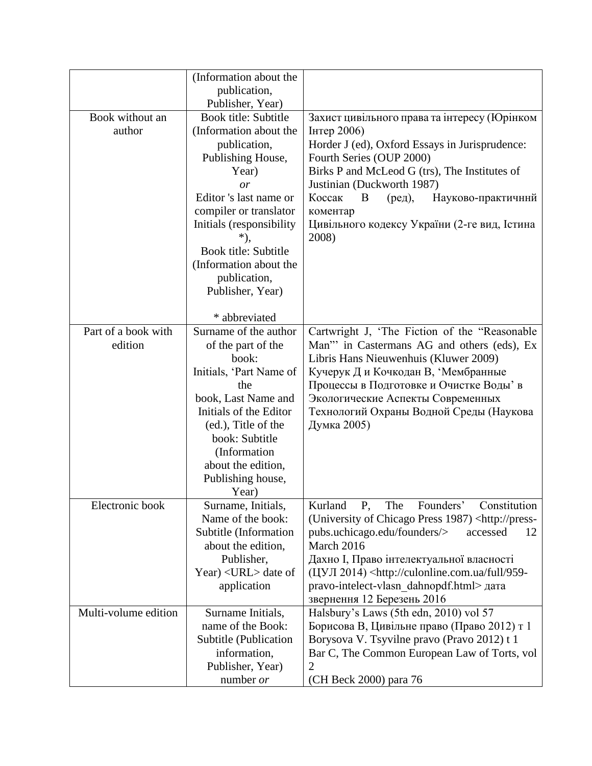| | | |
|---|---|---|
| | (Information about the publication, Publisher, Year) | |
| Book without an author | Book title: Subtitle (Information about the publication, Publishing House, Year) *or* Editor 's last name or compiler or translator Initials (responsibility *), Book title: Subtitle (Information about the publication, Publisher, Year) <br><br> * abbreviated | Захист цивільного права та інтересу (Юрінком Інтер 2006) <br> Horder J (ed), Oxford Essays in Jurisprudence: Fourth Series (OUP 2000) <br> Birks P and McLeod G (trs), The Institutes of Justinian (Duckworth 1987) <br> Коссак В (ред), Науково-практичннй коментар <br> Цивільного кодексу України (2-ге вид, Істина 2008) |
| Part of a book with edition | Surname of the author of the part of the book: Initials, 'Part Name of the book, Last Name and Initials of the Editor (ed.), Title of the book: Subtitle (Information about the edition, Publishing house, Year) | Cartwright J, 'The Fiction of the "Reasonable Man"' in Castermans AG and others (eds), Ex Libris Hans Nieuwenhuis (Kluwer 2009) <br> Кучерук Д и Кочкодан В, 'Мембранные Процессы в Подготовке и Очистке Воды' в Экологические Аспекты Современных Технологий Охраны Водной Среды (Наукова Думка 2005) |
| Electronic book | Surname, Initials, Name of the book: Subtitle (Information about the edition, Publisher, Year) <URL> date of application | Kurland P, The Founders' Constitution (University of Chicago Press 1987) <http://press-pubs.uchicago.edu/founders/> accessed 12 March 2016 <br> Дахно І, Право інтелектуальної власності (ЦУЛ 2014) <http://culonline.com.ua/full/959-pravo-intelect-vlasn_dahnopdf.html> дата звернення 12 Березень 2016 |
| Multi-volume edition | Surname Initials, name of the Book: Subtitle (Publication information, Publisher, Year) number *or* | Halsbury's Laws (5th edn, 2010) vol 57 <br> Борисова В, Цивільне право (Право 2012) т 1 <br> Borysova V. Tsyvilne pravo (Pravo 2012) t 1 <br> Bar C, The Common European Law of Torts, vol 2 <br> (CH Beck 2000) para 76 |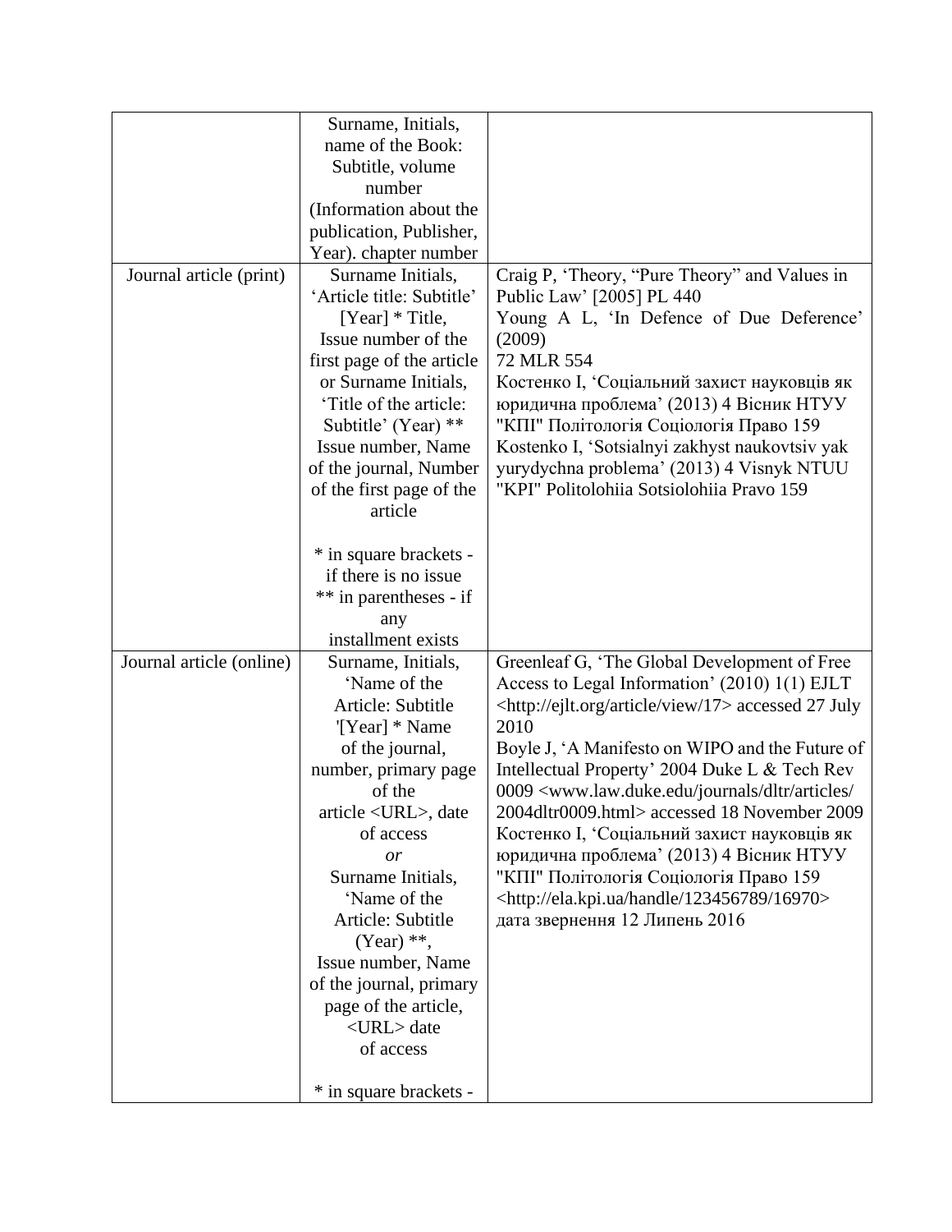| | | |
|---|---|---|
| | Surname, Initials, name of the Book: Subtitle, volume number (Information about the publication, Publisher, Year). chapter number | |
| Journal article (print) | Surname Initials, 'Article title: Subtitle' [Year] * Title, Issue number of the first page of the article or Surname Initials, 'Title of the article: Subtitle' (Year) ** Issue number, Name of the journal, Number of the first page of the article<br><br>* in square brackets - if there is no issue<br>** in parentheses - if any installment exists | Craig P, 'Theory, "Pure Theory" and Values in Public Law' [2005] PL 440<br>Young A L, 'In Defence of Due Deference' (2009) 72 MLR 554<br>Костенко І, 'Соціальний захист науковців як юридична проблема' (2013) 4 Вісник НТУУ "КПІ" Політологія Соціологія Право 159<br>Kostenko I, 'Sotsialnyi zakhyst naukovtsiv yak yurydychna problema' (2013) 4 Visnyk NTUU "KPI" Politolohiia Sotsiolohiia Pravo 159 |
| Journal article (online) | Surname, Initials, 'Name of the Article: Subtitle '[Year] * Name of the journal, number, primary page of the article <URL>, date of access<br>*or*<br>Surname Initials, 'Name of the Article: Subtitle (Year) **, Issue number, Name of the journal, primary page of the article, <URL> date of access<br><br>* in square brackets - | Greenleaf G, 'The Global Development of Free Access to Legal Information' (2010) 1(1) EJLT <http://ejlt.org/article/view/17> accessed 27 July 2010<br>Boyle J, 'A Manifesto on WIPO and the Future of Intellectual Property' 2004 Duke L & Tech Rev 0009 <www.law.duke.edu/journals/dltr/articles/2004dltr0009.html> accessed 18 November 2009<br>Костенко І, 'Соціальний захист науковців як юридична проблема' (2013) 4 Вісник НТУУ "КПІ" Політологія Соціологія Право 159 <http://ela.kpi.ua/handle/123456789/16970> дата звернення 12 Липень 2016 |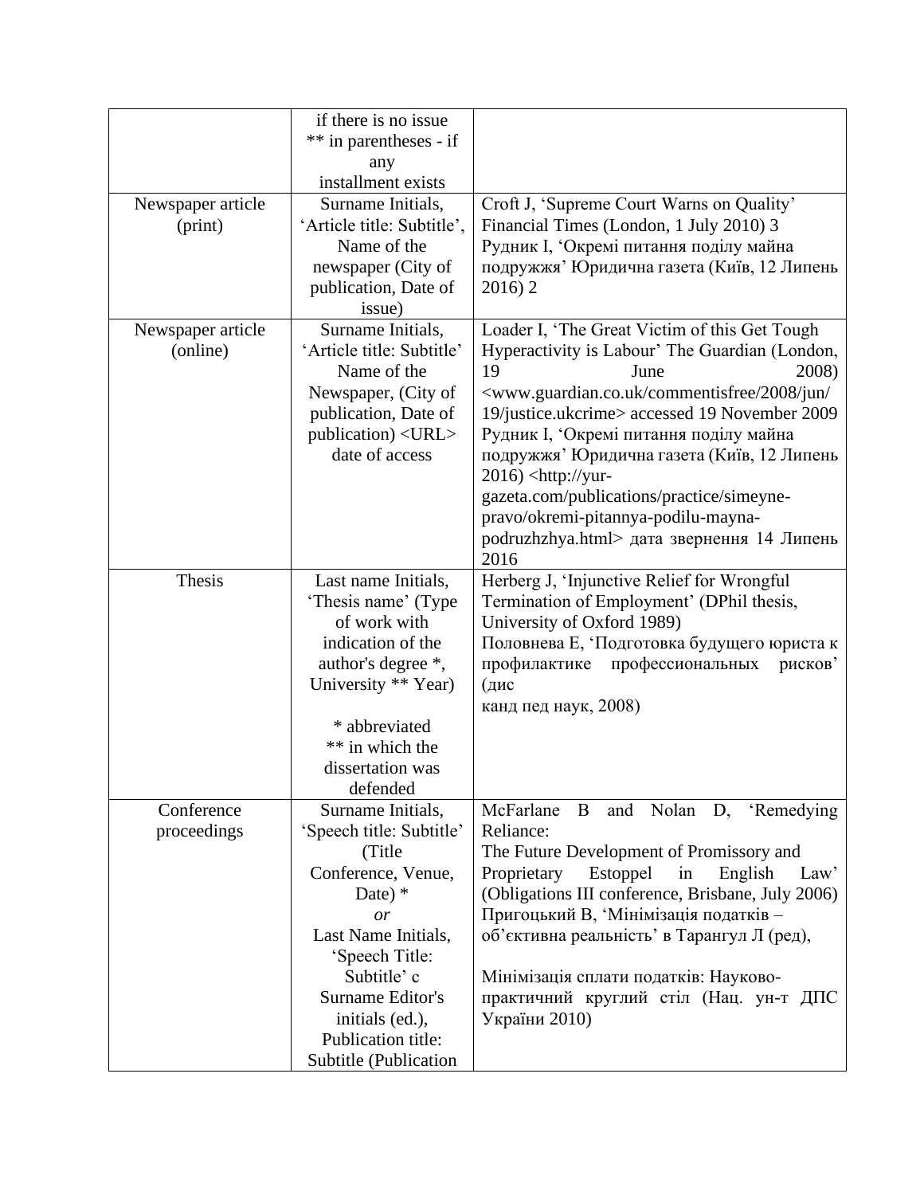|  |  |  |
|---|---|---|
|  | if there is no issue<br>** in parentheses - if any<br>installment exists |  |
| Newspaper article (print) | Surname Initials, 'Article title: Subtitle', Name of the newspaper (City of publication, Date of issue) | Croft J, 'Supreme Court Warns on Quality' Financial Times (London, 1 July 2010) 3<br>Рудник І, 'Окремі питання поділу майна подружжя' Юридична газета (Київ, 12 Липень 2016) 2 |
| Newspaper article (online) | Surname Initials, 'Article title: Subtitle' Name of the Newspaper, (City of publication, Date of publication) <URL> date of access | Loader I, 'The Great Victim of this Get Tough Hyperactivity is Labour' The Guardian (London, 19 June 2008) <www.guardian.co.uk/commentisfree/2008/jun/19/justice.ukcrime> accessed 19 November 2009<br>Рудник І, 'Окремі питання поділу майна подружжя' Юридична газета (Київ, 12 Липень 2016) <http://yur-gazeta.com/publications/practice/simeyne-pravo/okremi-pitannya-podilu-mayna-podruzhzhya.html> дата звернення 14 Липень 2016 |
| Thesis | Last name Initials, 'Thesis name' (Type of work with indication of the author's degree *, University ** Year)<br><br>* abbreviated<br>** in which the dissertation was defended | Herberg J, 'Injunctive Relief for Wrongful Termination of Employment' (DPhil thesis, University of Oxford 1989)<br>Половнева Е, 'Подготовка будущего юриста к профилактике профессиональных рисков' (дис<br>канд пед наук, 2008) |
| Conference proceedings | Surname Initials, 'Speech title: Subtitle' (Title Conference, Venue, Date) *<br>*or*<br>Last Name Initials, 'Speech Title: Subtitle' c Surname Editor's initials (ed.), Publication title: Subtitle (Publication | McFarlane B and Nolan D, 'Remedying Reliance:<br>The Future Development of Promissory and Proprietary Estoppel in English Law' (Obligations III conference, Brisbane, July 2006)<br>Пригоцький В, 'Мінімізація податків – об'єктивна реальність' в Тарангул Л (ред),<br><br>Мінімізація сплати податків: Науково-практичний круглий стіл (Нац. ун-т ДПС України 2010) |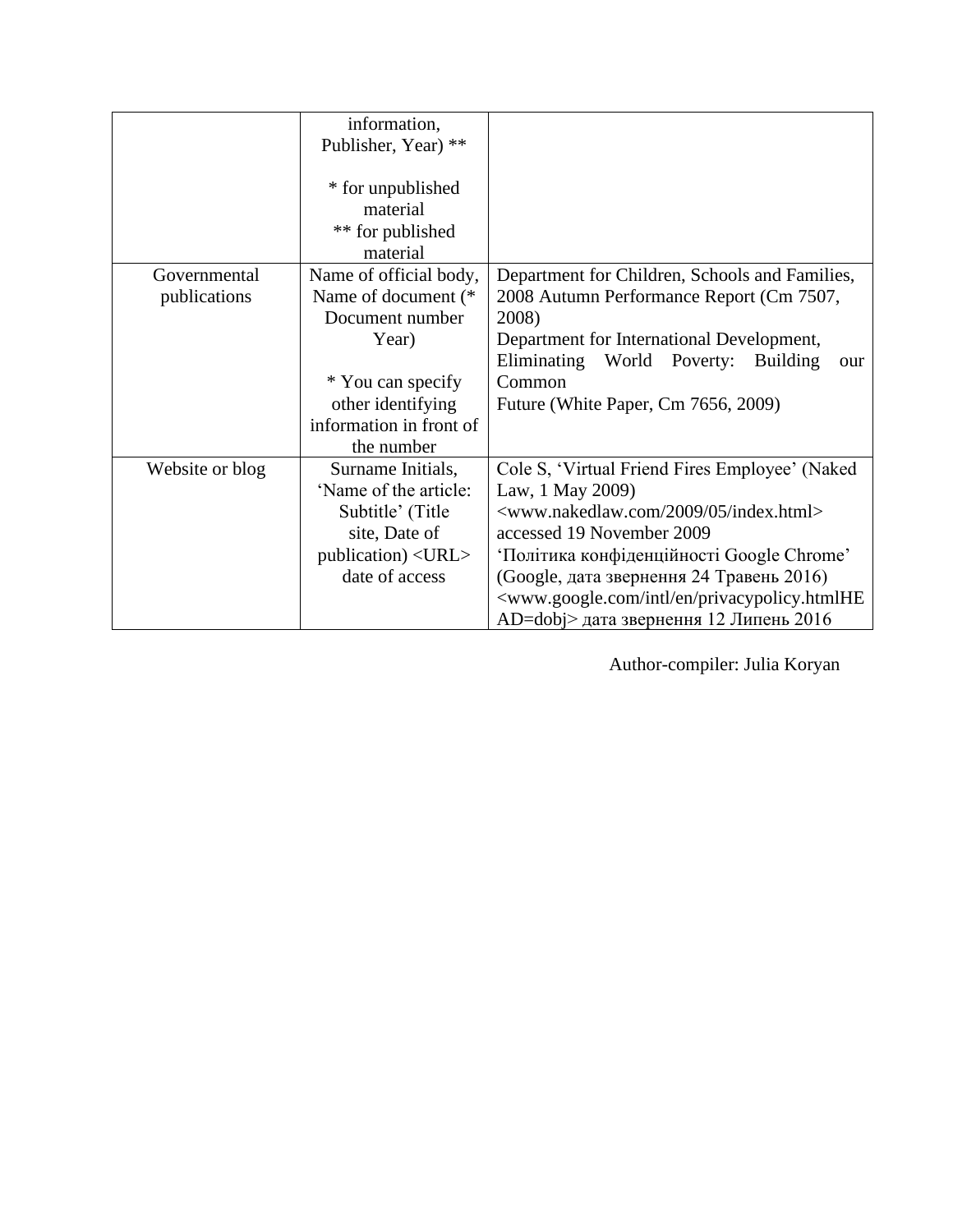| | | |
|---|---|---|
| | information, Publisher, Year) **<br><br>* for unpublished material<br>** for published material | |
| Governmental publications | Name of official body, Name of document (* Document number Year)<br><br>* You can specify other identifying information in front of the number | Department for Children, Schools and Families, 2008 Autumn Performance Report (Cm 7507, 2008)<br>Department for International Development, Eliminating World Poverty: Building our Common<br>Future (White Paper, Cm 7656, 2009) |
| Website or blog | Surname Initials, 'Name of the article: Subtitle' (Title site, Date of publication) <URL> date of access | Cole S, 'Virtual Friend Fires Employee' (Naked Law, 1 May 2009) <www.nakedlaw.com/2009/05/index.html> accessed 19 November 2009<br>'Політика конфіденційності Google Chrome' (Google, дата звернення 24 Травень 2016) <www.google.com/intl/en/privacypolicy.htmlHEAD=dobj> дата звернення 12 Липень 2016 |

Author-compiler: Julia Koryan